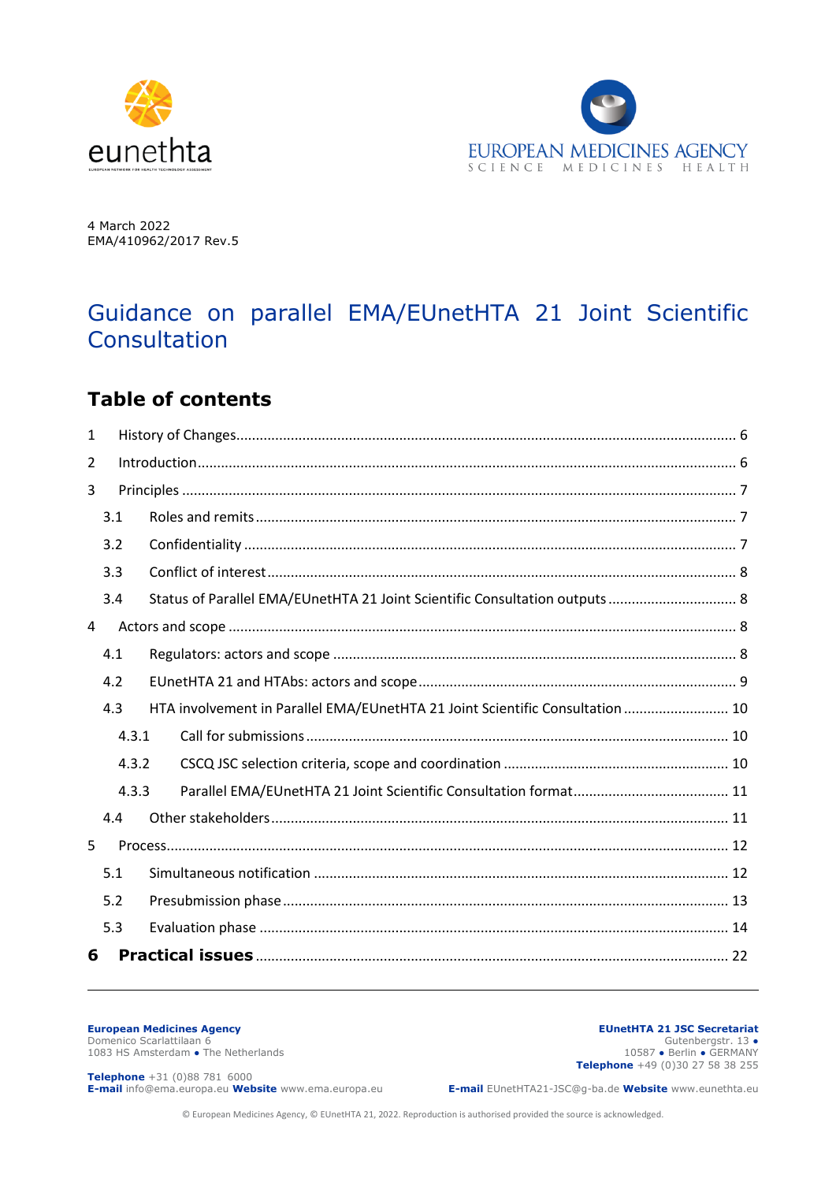4 March 2022
EMA/410962/2017 Rev.5

# Guidance on parallel EMA/EUnetHTA 21 Joint Scientific Consultation

## Table of contents

1 History of Changes ........ 6

2 Introduction ........ 6

3 Principles ........ 7

- 3.1 Roles and remits ........ 7
- 3.2 Confidentiality ........ 7
- 3.3 Conflict of interest ........ 8
- 3.4 Status of Parallel EMA/EUnetHTA 21 Joint Scientific Consultation outputs ........ 8

4 Actors and scope ........ 8

- 4.1 Regulators: actors and scope ........ 8
- 4.2 EUnetHTA 21 and HTAbs: actors and scope ........ 9
- 4.3 HTA involvement in Parallel EMA/EUnetHTA 21 Joint Scientific Consultation ........ 10
  - 4.3.1 Call for submissions ........ 10
  - 4.3.2 CSCQ JSC selection criteria, scope and coordination ........ 10
  - 4.3.3 Parallel EMA/EUnetHTA 21 Joint Scientific Consultation format ........ 11
- 4.4 Other stakeholders ........ 11

5 Process ........ 12

- 5.1 Simultaneous notification ........ 12
- 5.2 Presubmission phase ........ 13
- 5.3 Evaluation phase ........ 14

**6 Practical issues** ........ 22

**European Medicines Agency**
Domenico Scarlattilaan 6
1083 HS Amsterdam • The Netherlands

**Telephone** +31 (0)88 781 6000
**E-mail** info@ema.europa.eu **Website** www.ema.europa.eu

**EUnetHTA 21 JSC Secretariat**
Gutenbergstr. 13 •
10587 • Berlin • GERMANY
**Telephone** +49 (0)30 27 58 38 255

**E-mail** EUnetHTA21-JSC@g-ba.de **Website** www.eunethta.eu

© European Medicines Agency, © EUnetHTA 21, 2022. Reproduction is authorised provided the source is acknowledged.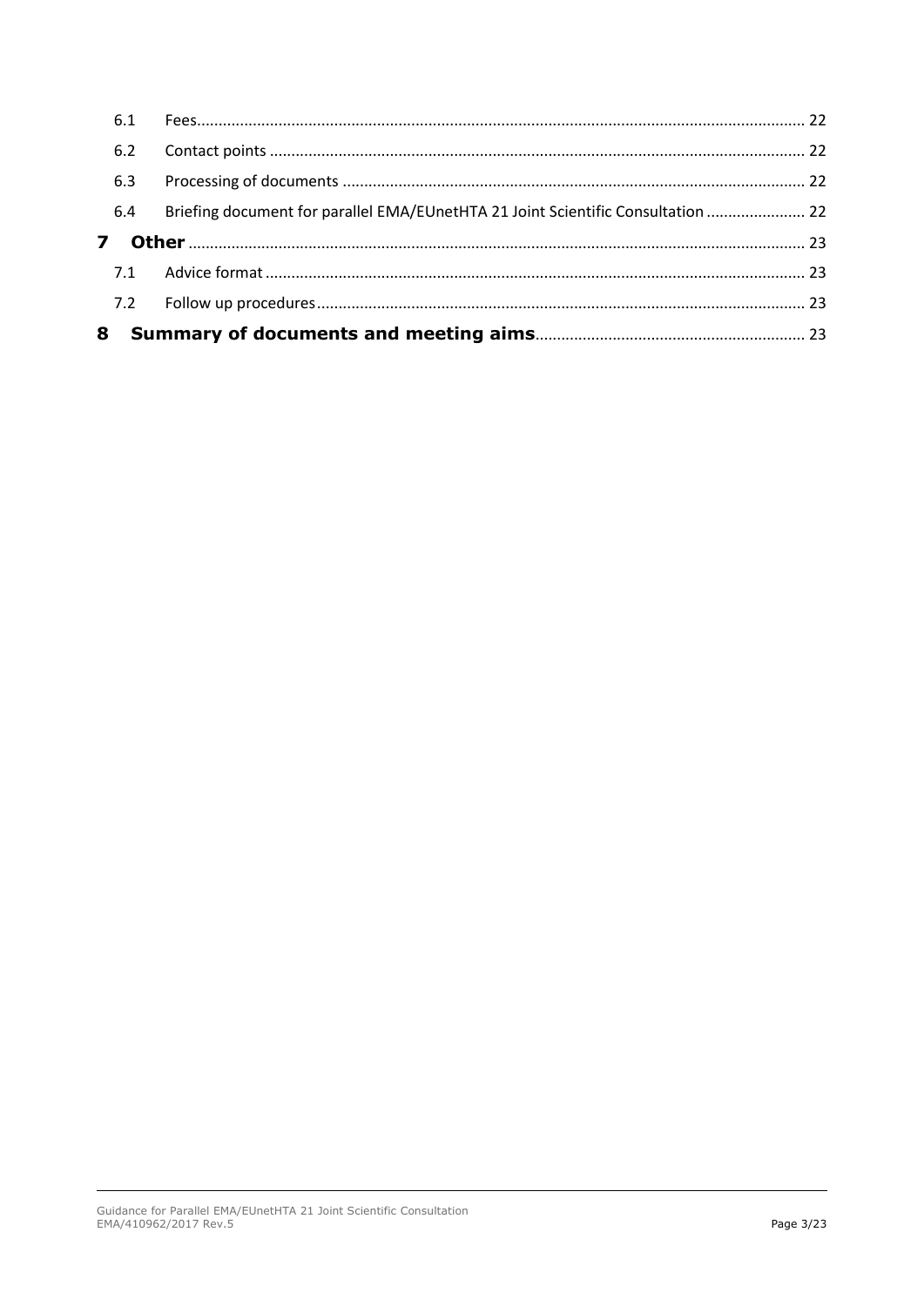| | | |
|---|---|---|
| 6.1 | Fees | 22 |
| 6.2 | Contact points | 22 |
| 6.3 | Processing of documents | 22 |
| 6.4 | Briefing document for parallel EMA/EUnetHTA 21 Joint Scientific Consultation | 22 |
| **7** | **Other** | 23 |
| 7.1 | Advice format | 23 |
| 7.2 | Follow up procedures | 23 |
| **8** | **Summary of documents and meeting aims** | 23 |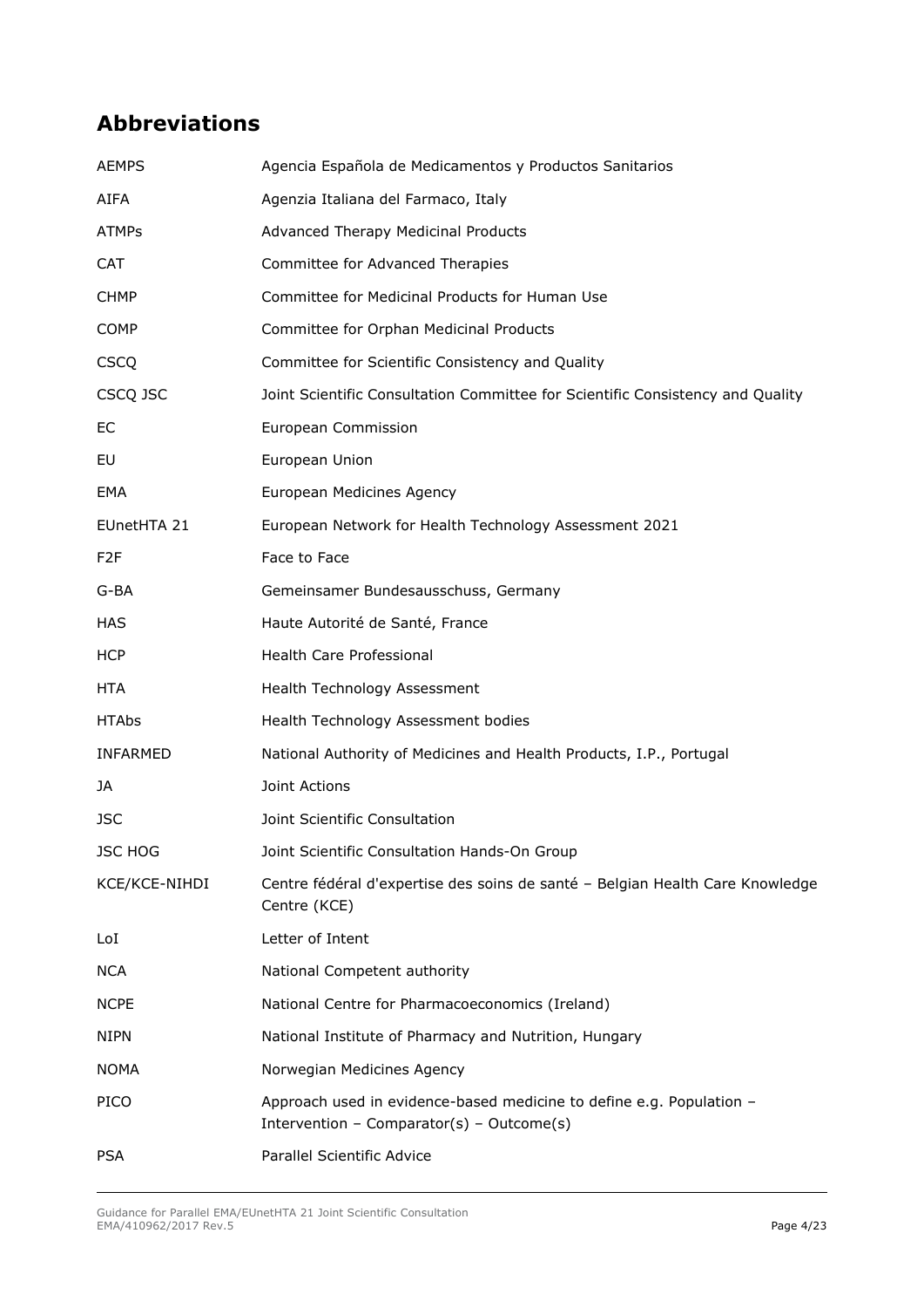## Abbreviations

| | |
|---|---|
| AEMPS | Agencia Española de Medicamentos y Productos Sanitarios |
| AIFA | Agenzia Italiana del Farmaco, Italy |
| ATMPs | Advanced Therapy Medicinal Products |
| CAT | Committee for Advanced Therapies |
| CHMP | Committee for Medicinal Products for Human Use |
| COMP | Committee for Orphan Medicinal Products |
| CSCQ | Committee for Scientific Consistency and Quality |
| CSCQ JSC | Joint Scientific Consultation Committee for Scientific Consistency and Quality |
| EC | European Commission |
| EU | European Union |
| EMA | European Medicines Agency |
| EUnetHTA 21 | European Network for Health Technology Assessment 2021 |
| F2F | Face to Face |
| G-BA | Gemeinsamer Bundesausschuss, Germany |
| HAS | Haute Autorité de Santé, France |
| HCP | Health Care Professional |
| HTA | Health Technology Assessment |
| HTAbs | Health Technology Assessment bodies |
| INFARMED | National Authority of Medicines and Health Products, I.P., Portugal |
| JA | Joint Actions |
| JSC | Joint Scientific Consultation |
| JSC HOG | Joint Scientific Consultation Hands-On Group |
| KCE/KCE-NIHDI | Centre fédéral d'expertise des soins de santé – Belgian Health Care Knowledge Centre (KCE) |
| LoI | Letter of Intent |
| NCA | National Competent authority |
| NCPE | National Centre for Pharmacoeconomics (Ireland) |
| NIPN | National Institute of Pharmacy and Nutrition, Hungary |
| NOMA | Norwegian Medicines Agency |
| PICO | Approach used in evidence-based medicine to define e.g. Population – Intervention – Comparator(s) – Outcome(s) |
| PSA | Parallel Scientific Advice |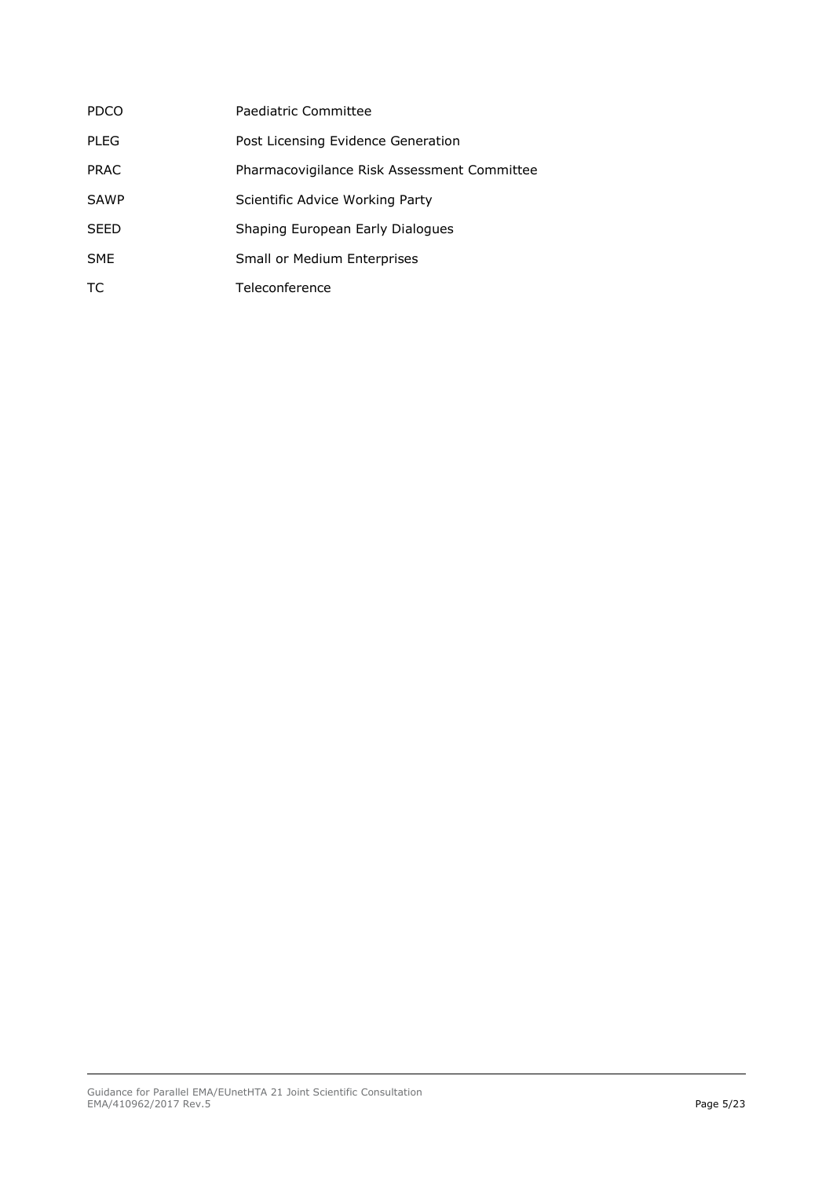| | |
|---|---|
| PDCO | Paediatric Committee |
| PLEG | Post Licensing Evidence Generation |
| PRAC | Pharmacovigilance Risk Assessment Committee |
| SAWP | Scientific Advice Working Party |
| SEED | Shaping European Early Dialogues |
| SME | Small or Medium Enterprises |
| TC | Teleconference |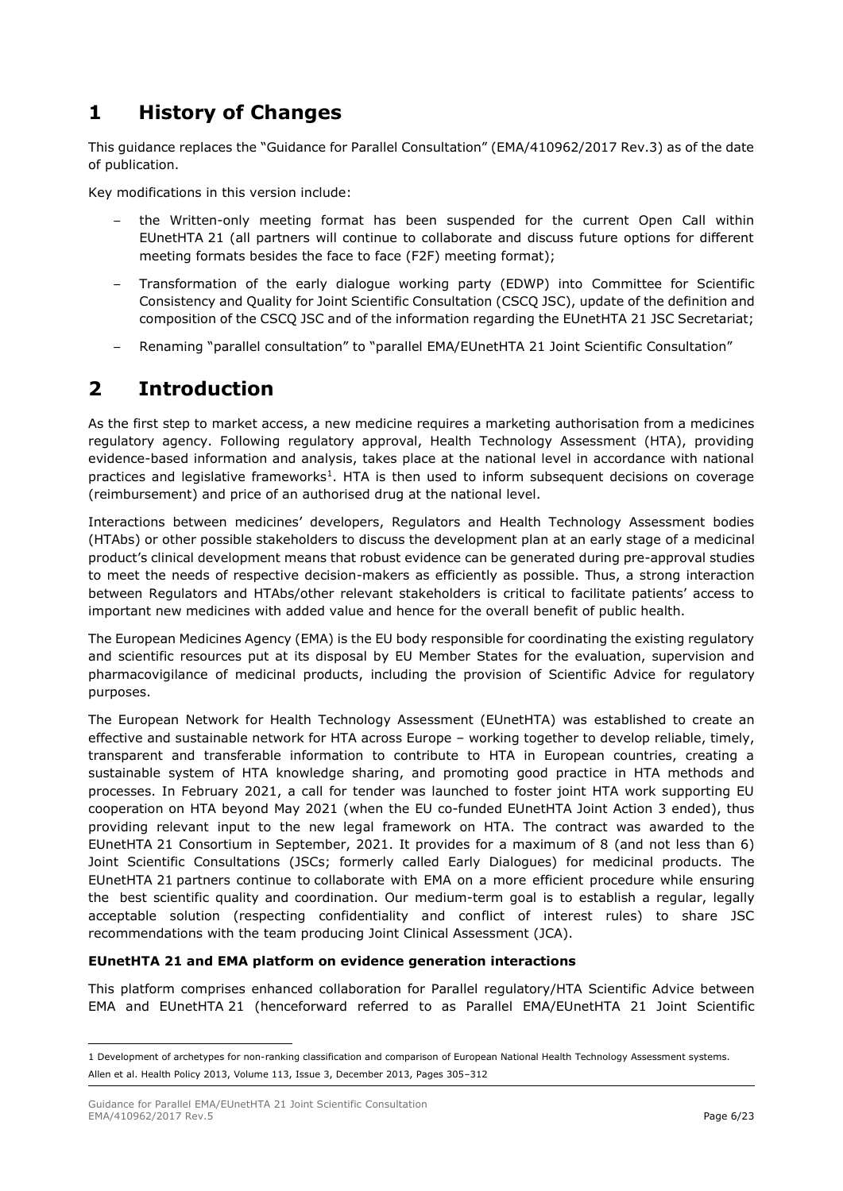# 1 History of Changes

This guidance replaces the "Guidance for Parallel Consultation" (EMA/410962/2017 Rev.3) as of the date of publication.

Key modifications in this version include:

- the Written-only meeting format has been suspended for the current Open Call within EUnetHTA 21 (all partners will continue to collaborate and discuss future options for different meeting formats besides the face to face (F2F) meeting format);
- Transformation of the early dialogue working party (EDWP) into Committee for Scientific Consistency and Quality for Joint Scientific Consultation (CSCQ JSC), update of the definition and composition of the CSCQ JSC and of the information regarding the EUnetHTA 21 JSC Secretariat;
- Renaming "parallel consultation" to "parallel EMA/EUnetHTA 21 Joint Scientific Consultation"

# 2 Introduction

As the first step to market access, a new medicine requires a marketing authorisation from a medicines regulatory agency. Following regulatory approval, Health Technology Assessment (HTA), providing evidence-based information and analysis, takes place at the national level in accordance with national practices and legislative frameworks[1]. HTA is then used to inform subsequent decisions on coverage (reimbursement) and price of an authorised drug at the national level.

Interactions between medicines' developers, Regulators and Health Technology Assessment bodies (HTAbs) or other possible stakeholders to discuss the development plan at an early stage of a medicinal product's clinical development means that robust evidence can be generated during pre-approval studies to meet the needs of respective decision-makers as efficiently as possible. Thus, a strong interaction between Regulators and HTAbs/other relevant stakeholders is critical to facilitate patients' access to important new medicines with added value and hence for the overall benefit of public health.

The European Medicines Agency (EMA) is the EU body responsible for coordinating the existing regulatory and scientific resources put at its disposal by EU Member States for the evaluation, supervision and pharmacovigilance of medicinal products, including the provision of Scientific Advice for regulatory purposes.

The European Network for Health Technology Assessment (EUnetHTA) was established to create an effective and sustainable network for HTA across Europe – working together to develop reliable, timely, transparent and transferable information to contribute to HTA in European countries, creating a sustainable system of HTA knowledge sharing, and promoting good practice in HTA methods and processes. In February 2021, a call for tender was launched to foster joint HTA work supporting EU cooperation on HTA beyond May 2021 (when the EU co-funded EUnetHTA Joint Action 3 ended), thus providing relevant input to the new legal framework on HTA. The contract was awarded to the EUnetHTA 21 Consortium in September, 2021. It provides for a maximum of 8 (and not less than 6) Joint Scientific Consultations (JSCs; formerly called Early Dialogues) for medicinal products. The EUnetHTA 21 partners continue to collaborate with EMA on a more efficient procedure while ensuring the best scientific quality and coordination. Our medium-term goal is to establish a regular, legally acceptable solution (respecting confidentiality and conflict of interest rules) to share JSC recommendations with the team producing Joint Clinical Assessment (JCA).

**EUnetHTA 21 and EMA platform on evidence generation interactions**

This platform comprises enhanced collaboration for Parallel regulatory/HTA Scientific Advice between EMA and EUnetHTA 21 (henceforward referred to as Parallel EMA/EUnetHTA 21 Joint Scientific

---

1 Development of archetypes for non-ranking classification and comparison of European National Health Technology Assessment systems. Allen et al. Health Policy 2013, Volume 113, Issue 3, December 2013, Pages 305–312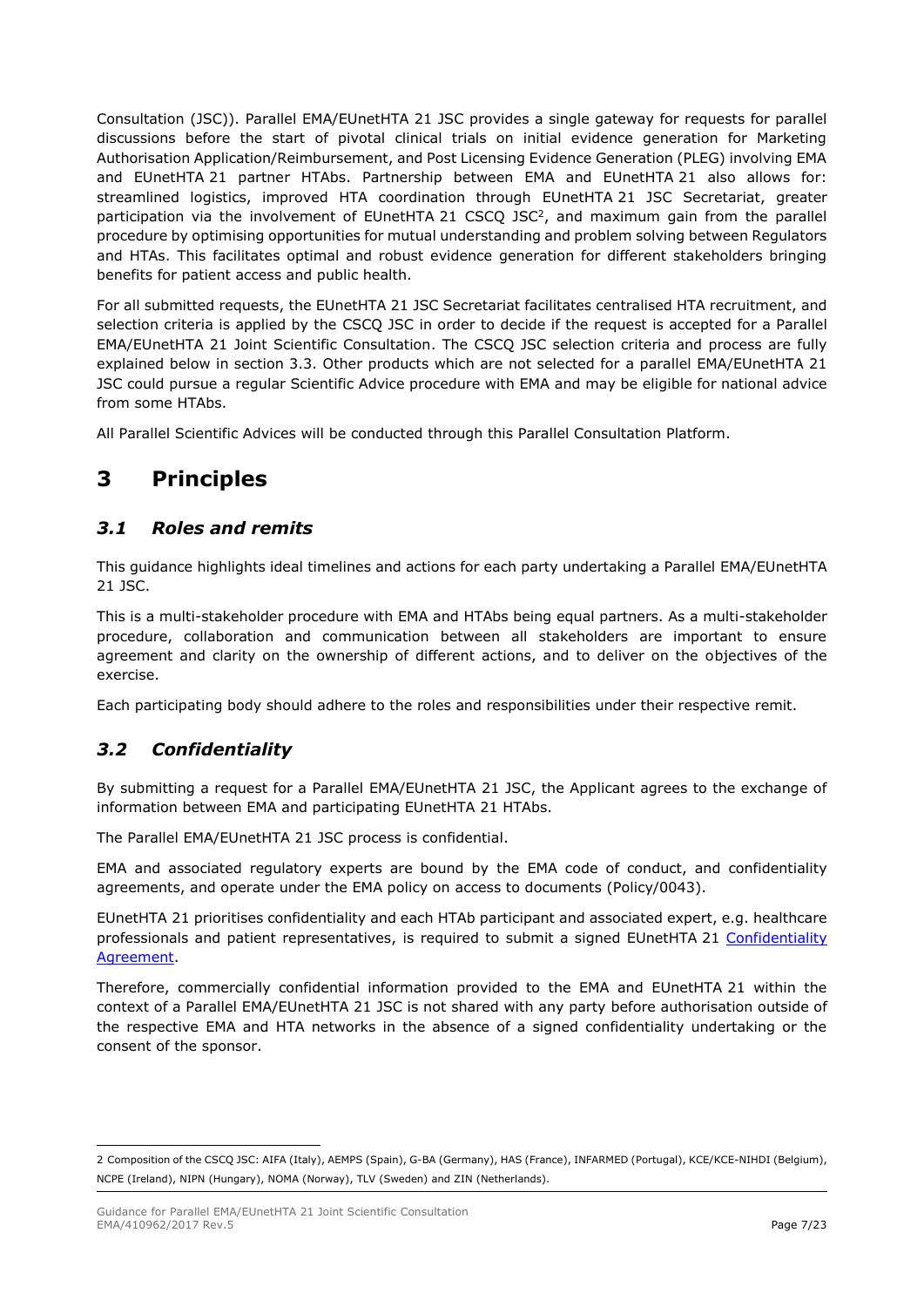Consultation (JSC)). Parallel EMA/EUnetHTA 21 JSC provides a single gateway for requests for parallel discussions before the start of pivotal clinical trials on initial evidence generation for Marketing Authorisation Application/Reimbursement, and Post Licensing Evidence Generation (PLEG) involving EMA and EUnetHTA 21 partner HTAbs. Partnership between EMA and EUnetHTA 21 also allows for: streamlined logistics, improved HTA coordination through EUnetHTA 21 JSC Secretariat, greater participation via the involvement of EUnetHTA 21 CSCQ JSC[2], and maximum gain from the parallel procedure by optimising opportunities for mutual understanding and problem solving between Regulators and HTAs. This facilitates optimal and robust evidence generation for different stakeholders bringing benefits for patient access and public health.

For all submitted requests, the EUnetHTA 21 JSC Secretariat facilitates centralised HTA recruitment, and selection criteria is applied by the CSCQ JSC in order to decide if the request is accepted for a Parallel EMA/EUnetHTA 21 Joint Scientific Consultation. The CSCQ JSC selection criteria and process are fully explained below in section 3.3. Other products which are not selected for a parallel EMA/EUnetHTA 21 JSC could pursue a regular Scientific Advice procedure with EMA and may be eligible for national advice from some HTAbs.

All Parallel Scientific Advices will be conducted through this Parallel Consultation Platform.

# 3 Principles

## *3.1 Roles and remits*

This guidance highlights ideal timelines and actions for each party undertaking a Parallel EMA/EUnetHTA 21 JSC.

This is a multi-stakeholder procedure with EMA and HTAbs being equal partners. As a multi-stakeholder procedure, collaboration and communication between all stakeholders are important to ensure agreement and clarity on the ownership of different actions, and to deliver on the objectives of the exercise.

Each participating body should adhere to the roles and responsibilities under their respective remit.

## *3.2 Confidentiality*

By submitting a request for a Parallel EMA/EUnetHTA 21 JSC, the Applicant agrees to the exchange of information between EMA and participating EUnetHTA 21 HTAbs.

The Parallel EMA/EUnetHTA 21 JSC process is confidential.

EMA and associated regulatory experts are bound by the EMA code of conduct, and confidentiality agreements, and operate under the EMA policy on access to documents (Policy/0043).

EUnetHTA 21 prioritises confidentiality and each HTAb participant and associated expert, e.g. healthcare professionals and patient representatives, is required to submit a signed EUnetHTA 21 Confidentiality Agreement.

Therefore, commercially confidential information provided to the EMA and EUnetHTA 21 within the context of a Parallel EMA/EUnetHTA 21 JSC is not shared with any party before authorisation outside of the respective EMA and HTA networks in the absence of a signed confidentiality undertaking or the consent of the sponsor.

---

2 Composition of the CSCQ JSC: AIFA (Italy), AEMPS (Spain), G-BA (Germany), HAS (France), INFARMED (Portugal), KCE/KCE-NIHDI (Belgium), NCPE (Ireland), NIPN (Hungary), NOMA (Norway), TLV (Sweden) and ZIN (Netherlands).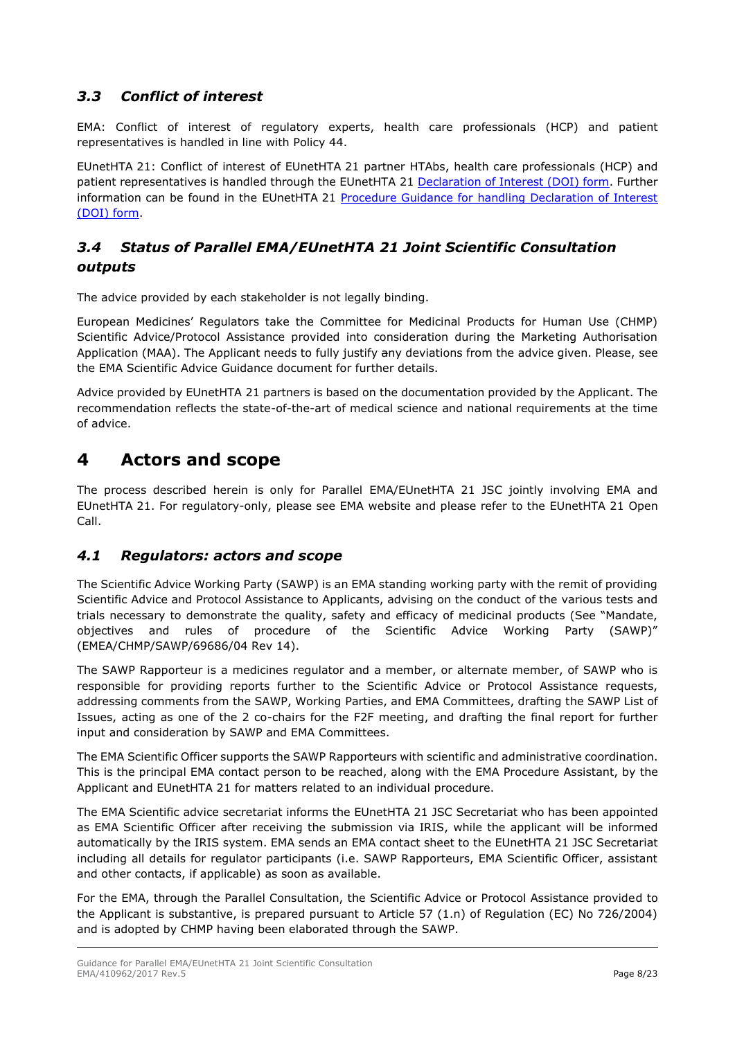### *3.3 Conflict of interest*

EMA: Conflict of interest of regulatory experts, health care professionals (HCP) and patient representatives is handled in line with Policy 44.

EUnetHTA 21: Conflict of interest of EUnetHTA 21 partner HTAbs, health care professionals (HCP) and patient representatives is handled through the EUnetHTA 21 [Declaration of Interest (DOI) form](). Further information can be found in the EUnetHTA 21 [Procedure Guidance for handling Declaration of Interest (DOI) form]().

### *3.4 Status of Parallel EMA/EUnetHTA 21 Joint Scientific Consultation outputs*

The advice provided by each stakeholder is not legally binding.

European Medicines' Regulators take the Committee for Medicinal Products for Human Use (CHMP) Scientific Advice/Protocol Assistance provided into consideration during the Marketing Authorisation Application (MAA). The Applicant needs to fully justify any deviations from the advice given. Please, see the EMA Scientific Advice Guidance document for further details.

Advice provided by EUnetHTA 21 partners is based on the documentation provided by the Applicant. The recommendation reflects the state-of-the-art of medical science and national requirements at the time of advice.

## 4 Actors and scope

The process described herein is only for Parallel EMA/EUnetHTA 21 JSC jointly involving EMA and EUnetHTA 21. For regulatory-only, please see EMA website and please refer to the EUnetHTA 21 Open Call.

### *4.1 Regulators: actors and scope*

The Scientific Advice Working Party (SAWP) is an EMA standing working party with the remit of providing Scientific Advice and Protocol Assistance to Applicants, advising on the conduct of the various tests and trials necessary to demonstrate the quality, safety and efficacy of medicinal products (See "Mandate, objectives and rules of procedure of the Scientific Advice Working Party (SAWP)" (EMEA/CHMP/SAWP/69686/04 Rev 14).

The SAWP Rapporteur is a medicines regulator and a member, or alternate member, of SAWP who is responsible for providing reports further to the Scientific Advice or Protocol Assistance requests, addressing comments from the SAWP, Working Parties, and EMA Committees, drafting the SAWP List of Issues, acting as one of the 2 co-chairs for the F2F meeting, and drafting the final report for further input and consideration by SAWP and EMA Committees.

The EMA Scientific Officer supports the SAWP Rapporteurs with scientific and administrative coordination. This is the principal EMA contact person to be reached, along with the EMA Procedure Assistant, by the Applicant and EUnetHTA 21 for matters related to an individual procedure.

The EMA Scientific advice secretariat informs the EUnetHTA 21 JSC Secretariat who has been appointed as EMA Scientific Officer after receiving the submission via IRIS, while the applicant will be informed automatically by the IRIS system. EMA sends an EMA contact sheet to the EUnetHTA 21 JSC Secretariat including all details for regulator participants (i.e. SAWP Rapporteurs, EMA Scientific Officer, assistant and other contacts, if applicable) as soon as available.

For the EMA, through the Parallel Consultation, the Scientific Advice or Protocol Assistance provided to the Applicant is substantive, is prepared pursuant to Article 57 (1.n) of Regulation (EC) No 726/2004) and is adopted by CHMP having been elaborated through the SAWP.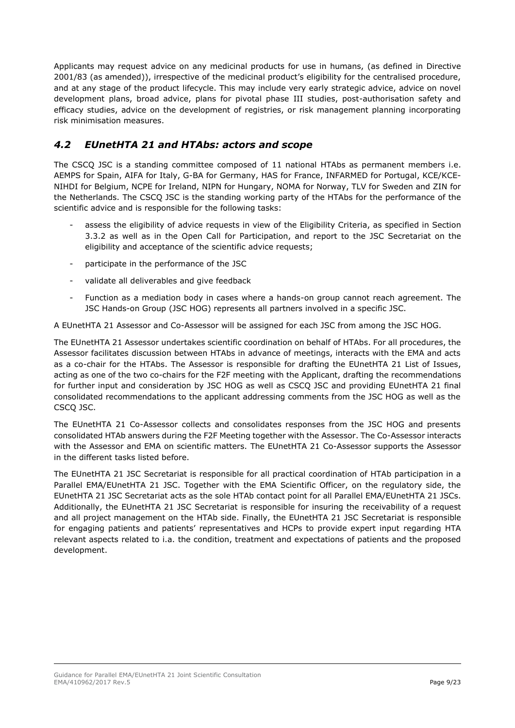Applicants may request advice on any medicinal products for use in humans, (as defined in Directive 2001/83 (as amended)), irrespective of the medicinal product's eligibility for the centralised procedure, and at any stage of the product lifecycle. This may include very early strategic advice, advice on novel development plans, broad advice, plans for pivotal phase III studies, post-authorisation safety and efficacy studies, advice on the development of registries, or risk management planning incorporating risk minimisation measures.

## *4.2 EUnetHTA 21 and HTAbs: actors and scope*

The CSCQ JSC is a standing committee composed of 11 national HTAbs as permanent members i.e. AEMPS for Spain, AIFA for Italy, G-BA for Germany, HAS for France, INFARMED for Portugal, KCE/KCE-NIHDI for Belgium, NCPE for Ireland, NIPN for Hungary, NOMA for Norway, TLV for Sweden and ZIN for the Netherlands. The CSCQ JSC is the standing working party of the HTAbs for the performance of the scientific advice and is responsible for the following tasks:

- assess the eligibility of advice requests in view of the Eligibility Criteria, as specified in Section 3.3.2 as well as in the Open Call for Participation, and report to the JSC Secretariat on the eligibility and acceptance of the scientific advice requests;
- participate in the performance of the JSC
- validate all deliverables and give feedback
- Function as a mediation body in cases where a hands-on group cannot reach agreement. The JSC Hands-on Group (JSC HOG) represents all partners involved in a specific JSC.

A EUnetHTA 21 Assessor and Co-Assessor will be assigned for each JSC from among the JSC HOG.

The EUnetHTA 21 Assessor undertakes scientific coordination on behalf of HTAbs. For all procedures, the Assessor facilitates discussion between HTAbs in advance of meetings, interacts with the EMA and acts as a co-chair for the HTAbs. The Assessor is responsible for drafting the EUnetHTA 21 List of Issues, acting as one of the two co-chairs for the F2F meeting with the Applicant, drafting the recommendations for further input and consideration by JSC HOG as well as CSCQ JSC and providing EUnetHTA 21 final consolidated recommendations to the applicant addressing comments from the JSC HOG as well as the CSCQ JSC.

The EUnetHTA 21 Co-Assessor collects and consolidates responses from the JSC HOG and presents consolidated HTAb answers during the F2F Meeting together with the Assessor. The Co-Assessor interacts with the Assessor and EMA on scientific matters. The EUnetHTA 21 Co-Assessor supports the Assessor in the different tasks listed before.

The EUnetHTA 21 JSC Secretariat is responsible for all practical coordination of HTAb participation in a Parallel EMA/EUnetHTA 21 JSC. Together with the EMA Scientific Officer, on the regulatory side, the EUnetHTA 21 JSC Secretariat acts as the sole HTAb contact point for all Parallel EMA/EUnetHTA 21 JSCs. Additionally, the EUnetHTA 21 JSC Secretariat is responsible for insuring the receivability of a request and all project management on the HTAb side. Finally, the EUnetHTA 21 JSC Secretariat is responsible for engaging patients and patients' representatives and HCPs to provide expert input regarding HTA relevant aspects related to i.a. the condition, treatment and expectations of patients and the proposed development.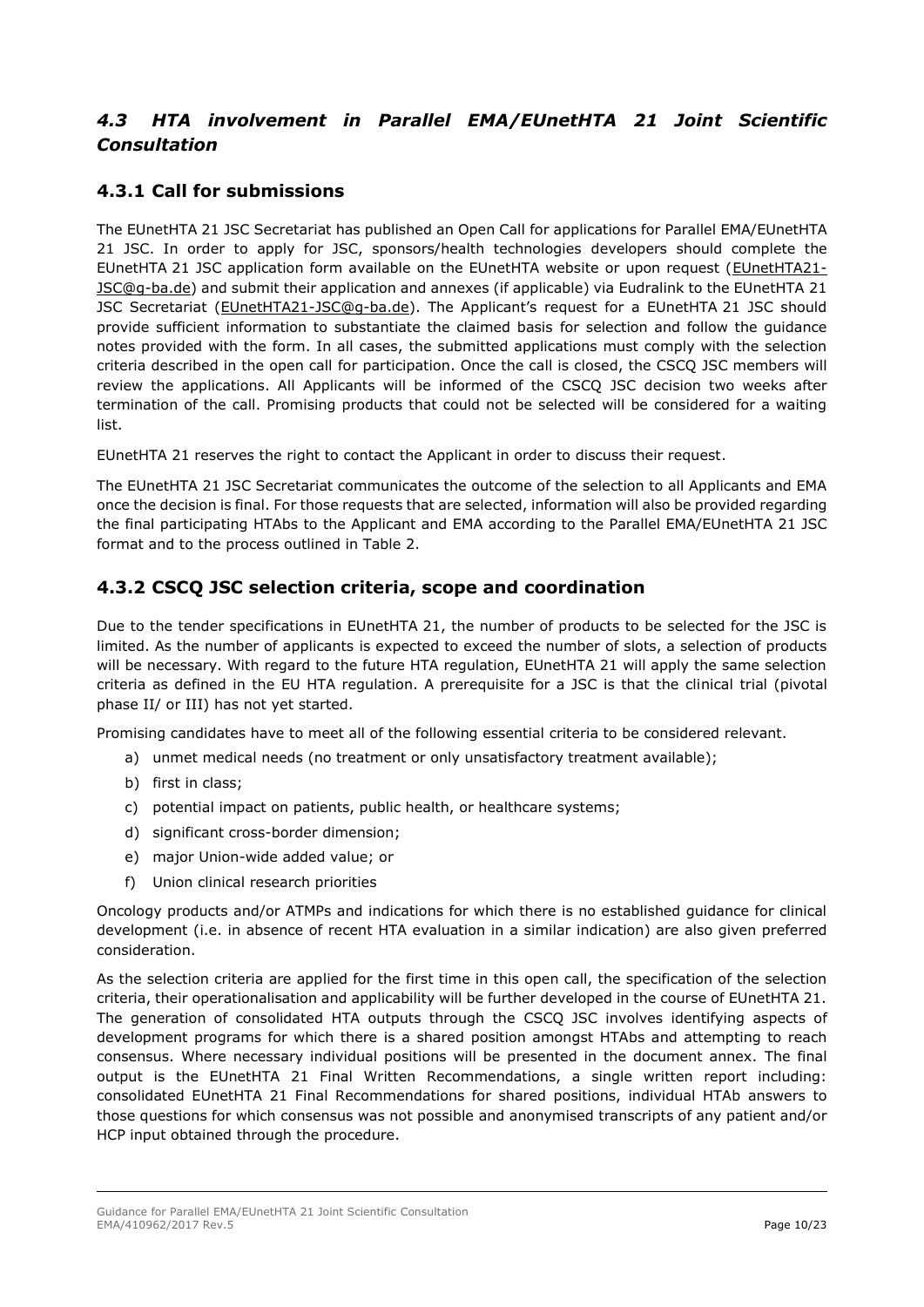## *4.3 HTA involvement in Parallel EMA/EUnetHTA 21 Joint Scientific Consultation*

### 4.3.1 Call for submissions

The EUnetHTA 21 JSC Secretariat has published an Open Call for applications for Parallel EMA/EUnetHTA 21 JSC. In order to apply for JSC, sponsors/health technologies developers should complete the EUnetHTA 21 JSC application form available on the EUnetHTA website or upon request (EUnetHTA21-JSC@g-ba.de) and submit their application and annexes (if applicable) via Eudralink to the EUnetHTA 21 JSC Secretariat (EUnetHTA21-JSC@g-ba.de). The Applicant's request for a EUnetHTA 21 JSC should provide sufficient information to substantiate the claimed basis for selection and follow the guidance notes provided with the form. In all cases, the submitted applications must comply with the selection criteria described in the open call for participation. Once the call is closed, the CSCQ JSC members will review the applications. All Applicants will be informed of the CSCQ JSC decision two weeks after termination of the call. Promising products that could not be selected will be considered for a waiting list.

EUnetHTA 21 reserves the right to contact the Applicant in order to discuss their request.

The EUnetHTA 21 JSC Secretariat communicates the outcome of the selection to all Applicants and EMA once the decision is final. For those requests that are selected, information will also be provided regarding the final participating HTAbs to the Applicant and EMA according to the Parallel EMA/EUnetHTA 21 JSC format and to the process outlined in Table 2.

### 4.3.2 CSCQ JSC selection criteria, scope and coordination

Due to the tender specifications in EUnetHTA 21, the number of products to be selected for the JSC is limited. As the number of applicants is expected to exceed the number of slots, a selection of products will be necessary. With regard to the future HTA regulation, EUnetHTA 21 will apply the same selection criteria as defined in the EU HTA regulation. A prerequisite for a JSC is that the clinical trial (pivotal phase II/ or III) has not yet started.

Promising candidates have to meet all of the following essential criteria to be considered relevant.

a) unmet medical needs (no treatment or only unsatisfactory treatment available);
b) first in class;
c) potential impact on patients, public health, or healthcare systems;
d) significant cross-border dimension;
e) major Union-wide added value; or
f) Union clinical research priorities

Oncology products and/or ATMPs and indications for which there is no established guidance for clinical development (i.e. in absence of recent HTA evaluation in a similar indication) are also given preferred consideration.

As the selection criteria are applied for the first time in this open call, the specification of the selection criteria, their operationalisation and applicability will be further developed in the course of EUnetHTA 21. The generation of consolidated HTA outputs through the CSCQ JSC involves identifying aspects of development programs for which there is a shared position amongst HTAbs and attempting to reach consensus. Where necessary individual positions will be presented in the document annex. The final output is the EUnetHTA 21 Final Written Recommendations, a single written report including: consolidated EUnetHTA 21 Final Recommendations for shared positions, individual HTAb answers to those questions for which consensus was not possible and anonymised transcripts of any patient and/or HCP input obtained through the procedure.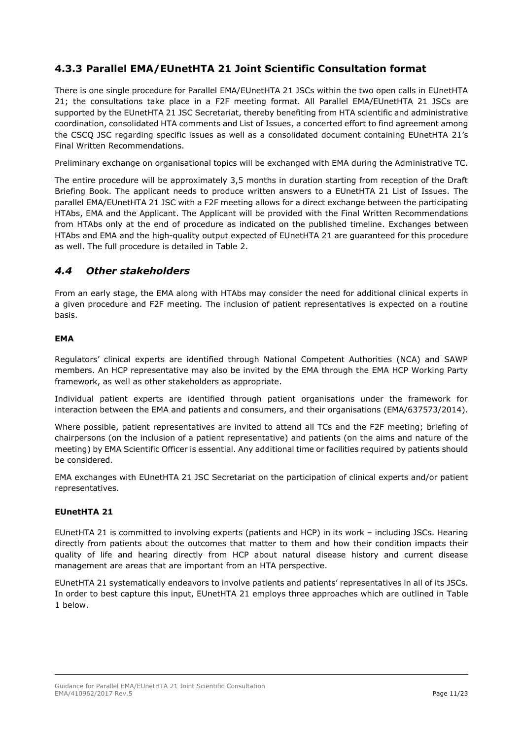### 4.3.3 Parallel EMA/EUnetHTA 21 Joint Scientific Consultation format

There is one single procedure for Parallel EMA/EUnetHTA 21 JSCs within the two open calls in EUnetHTA 21; the consultations take place in a F2F meeting format. All Parallel EMA/EUnetHTA 21 JSCs are supported by the EUnetHTA 21 JSC Secretariat, thereby benefiting from HTA scientific and administrative coordination, consolidated HTA comments and List of Issues, a concerted effort to find agreement among the CSCQ JSC regarding specific issues as well as a consolidated document containing EUnetHTA 21's Final Written Recommendations.

Preliminary exchange on organisational topics will be exchanged with EMA during the Administrative TC.

The entire procedure will be approximately 3,5 months in duration starting from reception of the Draft Briefing Book. The applicant needs to produce written answers to a EUnetHTA 21 List of Issues. The parallel EMA/EUnetHTA 21 JSC with a F2F meeting allows for a direct exchange between the participating HTAbs, EMA and the Applicant. The Applicant will be provided with the Final Written Recommendations from HTAbs only at the end of procedure as indicated on the published timeline. Exchanges between HTAbs and EMA and the high-quality output expected of EUnetHTA 21 are guaranteed for this procedure as well. The full procedure is detailed in Table 2.

## *4.4 Other stakeholders*

From an early stage, the EMA along with HTAbs may consider the need for additional clinical experts in a given procedure and F2F meeting. The inclusion of patient representatives is expected on a routine basis.

**EMA**

Regulators' clinical experts are identified through National Competent Authorities (NCA) and SAWP members. An HCP representative may also be invited by the EMA through the EMA HCP Working Party framework, as well as other stakeholders as appropriate.

Individual patient experts are identified through patient organisations under the framework for interaction between the EMA and patients and consumers, and their organisations (EMA/637573/2014).

Where possible, patient representatives are invited to attend all TCs and the F2F meeting; briefing of chairpersons (on the inclusion of a patient representative) and patients (on the aims and nature of the meeting) by EMA Scientific Officer is essential. Any additional time or facilities required by patients should be considered.

EMA exchanges with EUnetHTA 21 JSC Secretariat on the participation of clinical experts and/or patient representatives.

**EUnetHTA 21**

EUnetHTA 21 is committed to involving experts (patients and HCP) in its work – including JSCs. Hearing directly from patients about the outcomes that matter to them and how their condition impacts their quality of life and hearing directly from HCP about natural disease history and current disease management are areas that are important from an HTA perspective.

EUnetHTA 21 systematically endeavors to involve patients and patients' representatives in all of its JSCs. In order to best capture this input, EUnetHTA 21 employs three approaches which are outlined in Table 1 below.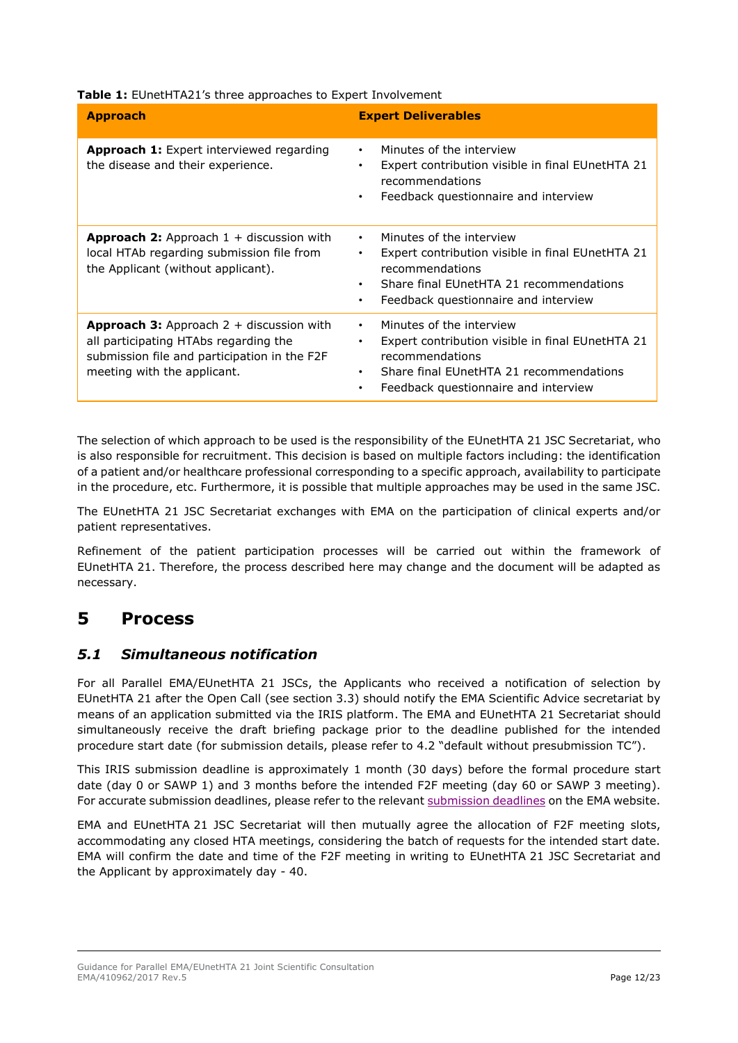**Table 1:** EUnetHTA21's three approaches to Expert Involvement

| Approach | Expert Deliverables |
|---|---|
| **Approach 1:** Expert interviewed regarding the disease and their experience. | • Minutes of the interview<br>• Expert contribution visible in final EUnetHTA 21 recommendations<br>• Feedback questionnaire and interview |
| **Approach 2:** Approach 1 + discussion with local HTAb regarding submission file from the Applicant (without applicant). | • Minutes of the interview<br>• Expert contribution visible in final EUnetHTA 21 recommendations<br>• Share final EUnetHTA 21 recommendations<br>• Feedback questionnaire and interview |
| **Approach 3:** Approach 2 + discussion with all participating HTAbs regarding the submission file and participation in the F2F meeting with the applicant. | • Minutes of the interview<br>• Expert contribution visible in final EUnetHTA 21 recommendations<br>• Share final EUnetHTA 21 recommendations<br>• Feedback questionnaire and interview |

The selection of which approach to be used is the responsibility of the EUnetHTA 21 JSC Secretariat, who is also responsible for recruitment. This decision is based on multiple factors including: the identification of a patient and/or healthcare professional corresponding to a specific approach, availability to participate in the procedure, etc. Furthermore, it is possible that multiple approaches may be used in the same JSC.

The EUnetHTA 21 JSC Secretariat exchanges with EMA on the participation of clinical experts and/or patient representatives.

Refinement of the patient participation processes will be carried out within the framework of EUnetHTA 21. Therefore, the process described here may change and the document will be adapted as necessary.

# 5 Process

## *5.1 Simultaneous notification*

For all Parallel EMA/EUnetHTA 21 JSCs, the Applicants who received a notification of selection by EUnetHTA 21 after the Open Call (see section 3.3) should notify the EMA Scientific Advice secretariat by means of an application submitted via the IRIS platform. The EMA and EUnetHTA 21 Secretariat should simultaneously receive the draft briefing package prior to the deadline published for the intended procedure start date (for submission details, please refer to 4.2 "default without presubmission TC").

This IRIS submission deadline is approximately 1 month (30 days) before the formal procedure start date (day 0 or SAWP 1) and 3 months before the intended F2F meeting (day 60 or SAWP 3 meeting). For accurate submission deadlines, please refer to the relevant submission deadlines on the EMA website.

EMA and EUnetHTA 21 JSC Secretariat will then mutually agree the allocation of F2F meeting slots, accommodating any closed HTA meetings, considering the batch of requests for the intended start date. EMA will confirm the date and time of the F2F meeting in writing to EUnetHTA 21 JSC Secretariat and the Applicant by approximately day - 40.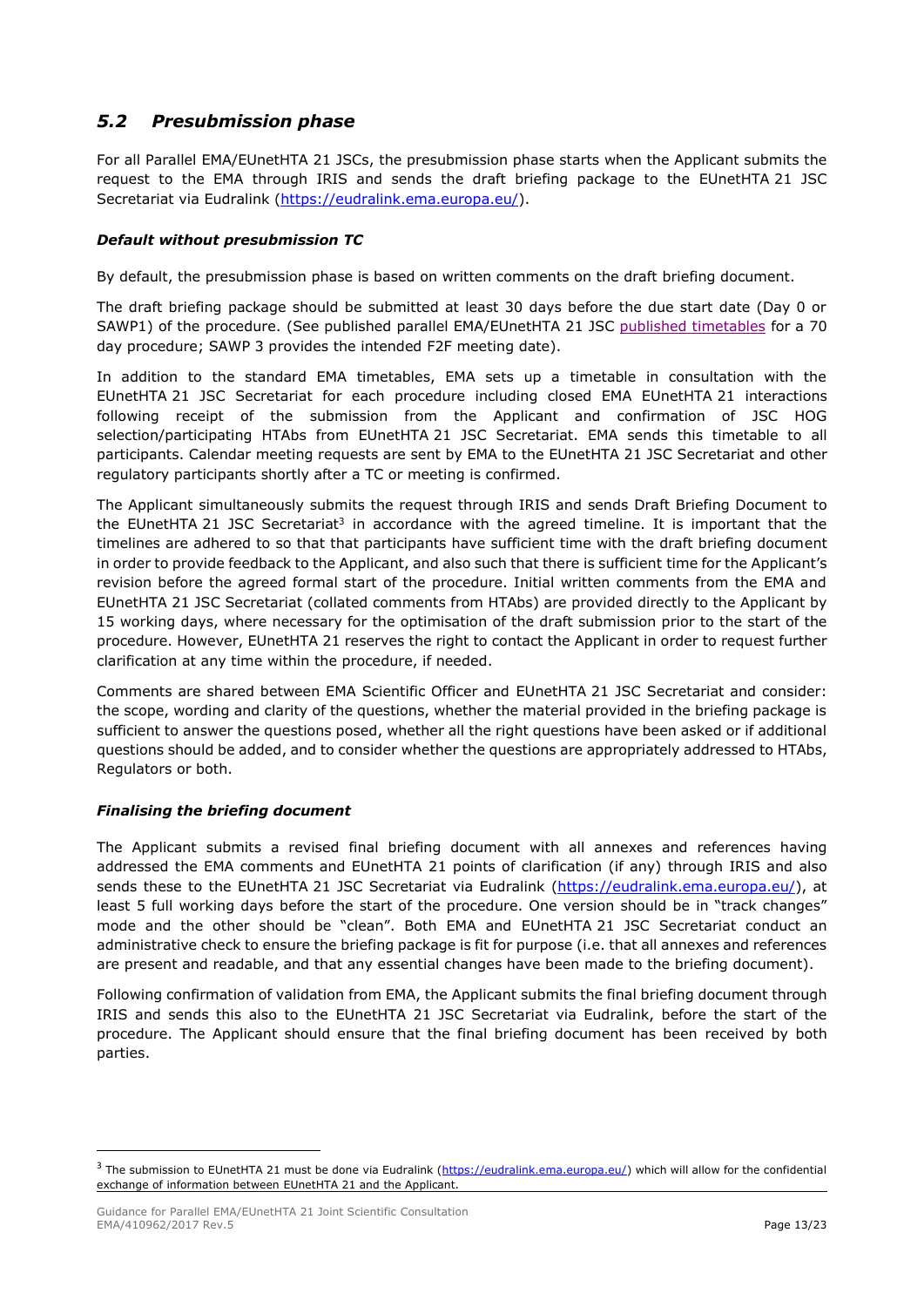## *5.2 Presubmission phase*

For all Parallel EMA/EUnetHTA 21 JSCs, the presubmission phase starts when the Applicant submits the request to the EMA through IRIS and sends the draft briefing package to the EUnetHTA 21 JSC Secretariat via Eudralink (https://eudralink.ema.europa.eu/).

***Default without presubmission TC***

By default, the presubmission phase is based on written comments on the draft briefing document.

The draft briefing package should be submitted at least 30 days before the due start date (Day 0 or SAWP1) of the procedure. (See published parallel EMA/EUnetHTA 21 JSC published timetables for a 70 day procedure; SAWP 3 provides the intended F2F meeting date).

In addition to the standard EMA timetables, EMA sets up a timetable in consultation with the EUnetHTA 21 JSC Secretariat for each procedure including closed EMA EUnetHTA 21 interactions following receipt of the submission from the Applicant and confirmation of JSC HOG selection/participating HTAbs from EUnetHTA 21 JSC Secretariat. EMA sends this timetable to all participants. Calendar meeting requests are sent by EMA to the EUnetHTA 21 JSC Secretariat and other regulatory participants shortly after a TC or meeting is confirmed.

The Applicant simultaneously submits the request through IRIS and sends Draft Briefing Document to the EUnetHTA 21 JSC Secretariat[3] in accordance with the agreed timeline. It is important that the timelines are adhered to so that that participants have sufficient time with the draft briefing document in order to provide feedback to the Applicant, and also such that there is sufficient time for the Applicant's revision before the agreed formal start of the procedure. Initial written comments from the EMA and EUnetHTA 21 JSC Secretariat (collated comments from HTAbs) are provided directly to the Applicant by 15 working days, where necessary for the optimisation of the draft submission prior to the start of the procedure. However, EUnetHTA 21 reserves the right to contact the Applicant in order to request further clarification at any time within the procedure, if needed.

Comments are shared between EMA Scientific Officer and EUnetHTA 21 JSC Secretariat and consider: the scope, wording and clarity of the questions, whether the material provided in the briefing package is sufficient to answer the questions posed, whether all the right questions have been asked or if additional questions should be added, and to consider whether the questions are appropriately addressed to HTAbs, Regulators or both.

***Finalising the briefing document***

The Applicant submits a revised final briefing document with all annexes and references having addressed the EMA comments and EUnetHTA 21 points of clarification (if any) through IRIS and also sends these to the EUnetHTA 21 JSC Secretariat via Eudralink (https://eudralink.ema.europa.eu/), at least 5 full working days before the start of the procedure. One version should be in "track changes" mode and the other should be "clean". Both EMA and EUnetHTA 21 JSC Secretariat conduct an administrative check to ensure the briefing package is fit for purpose (i.e. that all annexes and references are present and readable, and that any essential changes have been made to the briefing document).

Following confirmation of validation from EMA, the Applicant submits the final briefing document through IRIS and sends this also to the EUnetHTA 21 JSC Secretariat via Eudralink, before the start of the procedure. The Applicant should ensure that the final briefing document has been received by both parties.

---

[3] The submission to EUnetHTA 21 must be done via Eudralink (https://eudralink.ema.europa.eu/) which will allow for the confidential exchange of information between EUnetHTA 21 and the Applicant.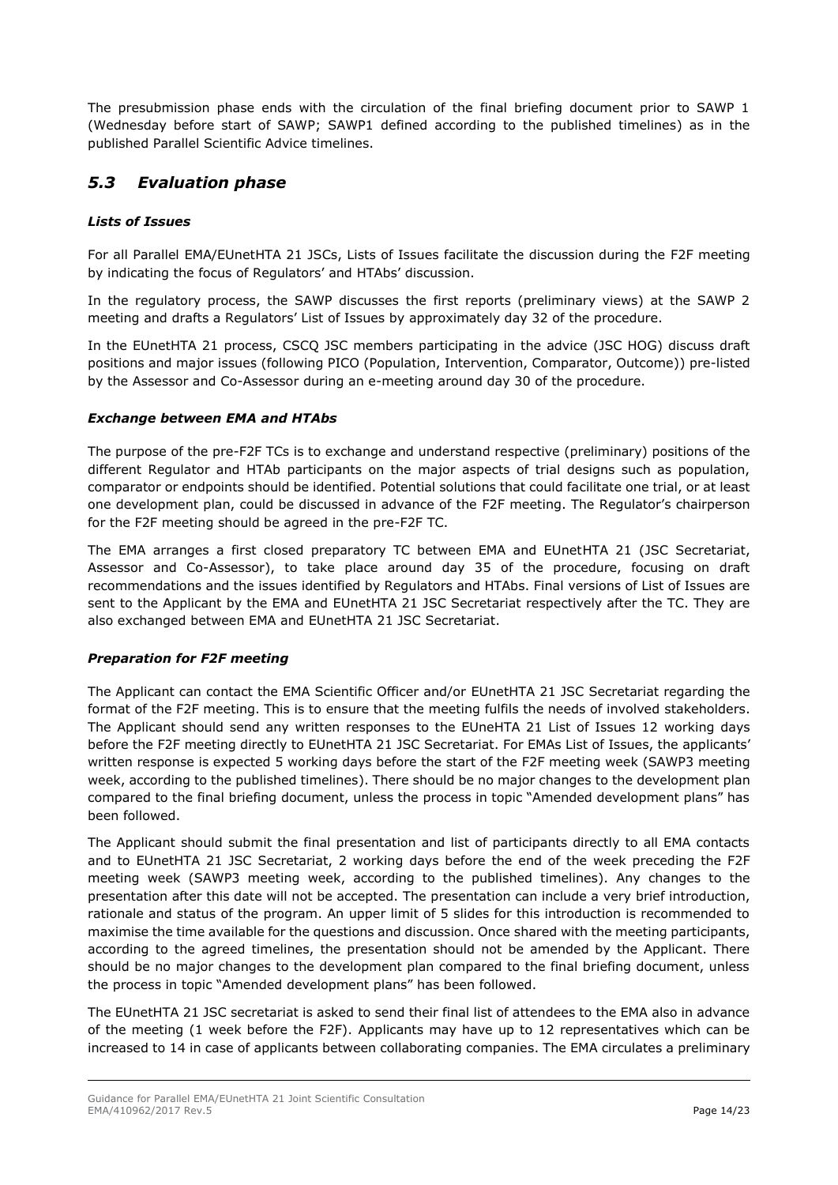The presubmission phase ends with the circulation of the final briefing document prior to SAWP 1 (Wednesday before start of SAWP; SAWP1 defined according to the published timelines) as in the published Parallel Scientific Advice timelines.

## *5.3 Evaluation phase*

### ***Lists of Issues***

For all Parallel EMA/EUnetHTA 21 JSCs, Lists of Issues facilitate the discussion during the F2F meeting by indicating the focus of Regulators' and HTAbs' discussion.

In the regulatory process, the SAWP discusses the first reports (preliminary views) at the SAWP 2 meeting and drafts a Regulators' List of Issues by approximately day 32 of the procedure.

In the EUnetHTA 21 process, CSCQ JSC members participating in the advice (JSC HOG) discuss draft positions and major issues (following PICO (Population, Intervention, Comparator, Outcome)) pre-listed by the Assessor and Co-Assessor during an e-meeting around day 30 of the procedure.

### ***Exchange between EMA and HTAbs***

The purpose of the pre-F2F TCs is to exchange and understand respective (preliminary) positions of the different Regulator and HTAb participants on the major aspects of trial designs such as population, comparator or endpoints should be identified. Potential solutions that could facilitate one trial, or at least one development plan, could be discussed in advance of the F2F meeting. The Regulator's chairperson for the F2F meeting should be agreed in the pre-F2F TC.

The EMA arranges a first closed preparatory TC between EMA and EUnetHTA 21 (JSC Secretariat, Assessor and Co-Assessor), to take place around day 35 of the procedure, focusing on draft recommendations and the issues identified by Regulators and HTAbs. Final versions of List of Issues are sent to the Applicant by the EMA and EUnetHTA 21 JSC Secretariat respectively after the TC. They are also exchanged between EMA and EUnetHTA 21 JSC Secretariat.

### ***Preparation for F2F meeting***

The Applicant can contact the EMA Scientific Officer and/or EUnetHTA 21 JSC Secretariat regarding the format of the F2F meeting. This is to ensure that the meeting fulfils the needs of involved stakeholders. The Applicant should send any written responses to the EUneHTA 21 List of Issues 12 working days before the F2F meeting directly to EUnetHTA 21 JSC Secretariat. For EMAs List of Issues, the applicants' written response is expected 5 working days before the start of the F2F meeting week (SAWP3 meeting week, according to the published timelines). There should be no major changes to the development plan compared to the final briefing document, unless the process in topic "Amended development plans" has been followed.

The Applicant should submit the final presentation and list of participants directly to all EMA contacts and to EUnetHTA 21 JSC Secretariat, 2 working days before the end of the week preceding the F2F meeting week (SAWP3 meeting week, according to the published timelines). Any changes to the presentation after this date will not be accepted. The presentation can include a very brief introduction, rationale and status of the program. An upper limit of 5 slides for this introduction is recommended to maximise the time available for the questions and discussion. Once shared with the meeting participants, according to the agreed timelines, the presentation should not be amended by the Applicant. There should be no major changes to the development plan compared to the final briefing document, unless the process in topic "Amended development plans" has been followed.

The EUnetHTA 21 JSC secretariat is asked to send their final list of attendees to the EMA also in advance of the meeting (1 week before the F2F). Applicants may have up to 12 representatives which can be increased to 14 in case of applicants between collaborating companies. The EMA circulates a preliminary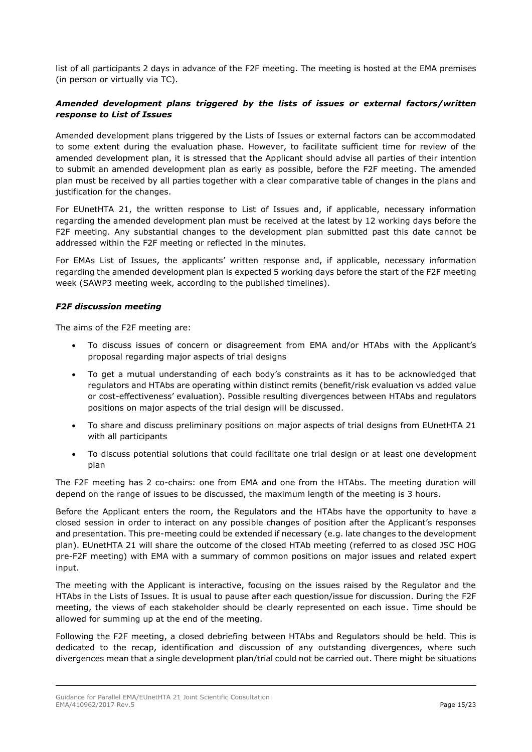list of all participants 2 days in advance of the F2F meeting. The meeting is hosted at the EMA premises (in person or virtually via TC).

### *Amended development plans triggered by the lists of issues or external factors/written response to List of Issues*

Amended development plans triggered by the Lists of Issues or external factors can be accommodated to some extent during the evaluation phase. However, to facilitate sufficient time for review of the amended development plan, it is stressed that the Applicant should advise all parties of their intention to submit an amended development plan as early as possible, before the F2F meeting. The amended plan must be received by all parties together with a clear comparative table of changes in the plans and justification for the changes.

For EUnetHTA 21, the written response to List of Issues and, if applicable, necessary information regarding the amended development plan must be received at the latest by 12 working days before the F2F meeting. Any substantial changes to the development plan submitted past this date cannot be addressed within the F2F meeting or reflected in the minutes.

For EMAs List of Issues, the applicants' written response and, if applicable, necessary information regarding the amended development plan is expected 5 working days before the start of the F2F meeting week (SAWP3 meeting week, according to the published timelines).

### *F2F discussion meeting*

The aims of the F2F meeting are:

- To discuss issues of concern or disagreement from EMA and/or HTAbs with the Applicant's proposal regarding major aspects of trial designs
- To get a mutual understanding of each body's constraints as it has to be acknowledged that regulators and HTAbs are operating within distinct remits (benefit/risk evaluation vs added value or cost-effectiveness' evaluation). Possible resulting divergences between HTAbs and regulators positions on major aspects of the trial design will be discussed.
- To share and discuss preliminary positions on major aspects of trial designs from EUnetHTA 21 with all participants
- To discuss potential solutions that could facilitate one trial design or at least one development plan

The F2F meeting has 2 co-chairs: one from EMA and one from the HTAbs. The meeting duration will depend on the range of issues to be discussed, the maximum length of the meeting is 3 hours.

Before the Applicant enters the room, the Regulators and the HTAbs have the opportunity to have a closed session in order to interact on any possible changes of position after the Applicant's responses and presentation. This pre-meeting could be extended if necessary (e.g. late changes to the development plan). EUnetHTA 21 will share the outcome of the closed HTAb meeting (referred to as closed JSC HOG pre-F2F meeting) with EMA with a summary of common positions on major issues and related expert input.

The meeting with the Applicant is interactive, focusing on the issues raised by the Regulator and the HTAbs in the Lists of Issues. It is usual to pause after each question/issue for discussion. During the F2F meeting, the views of each stakeholder should be clearly represented on each issue. Time should be allowed for summing up at the end of the meeting.

Following the F2F meeting, a closed debriefing between HTAbs and Regulators should be held. This is dedicated to the recap, identification and discussion of any outstanding divergences, where such divergences mean that a single development plan/trial could not be carried out. There might be situations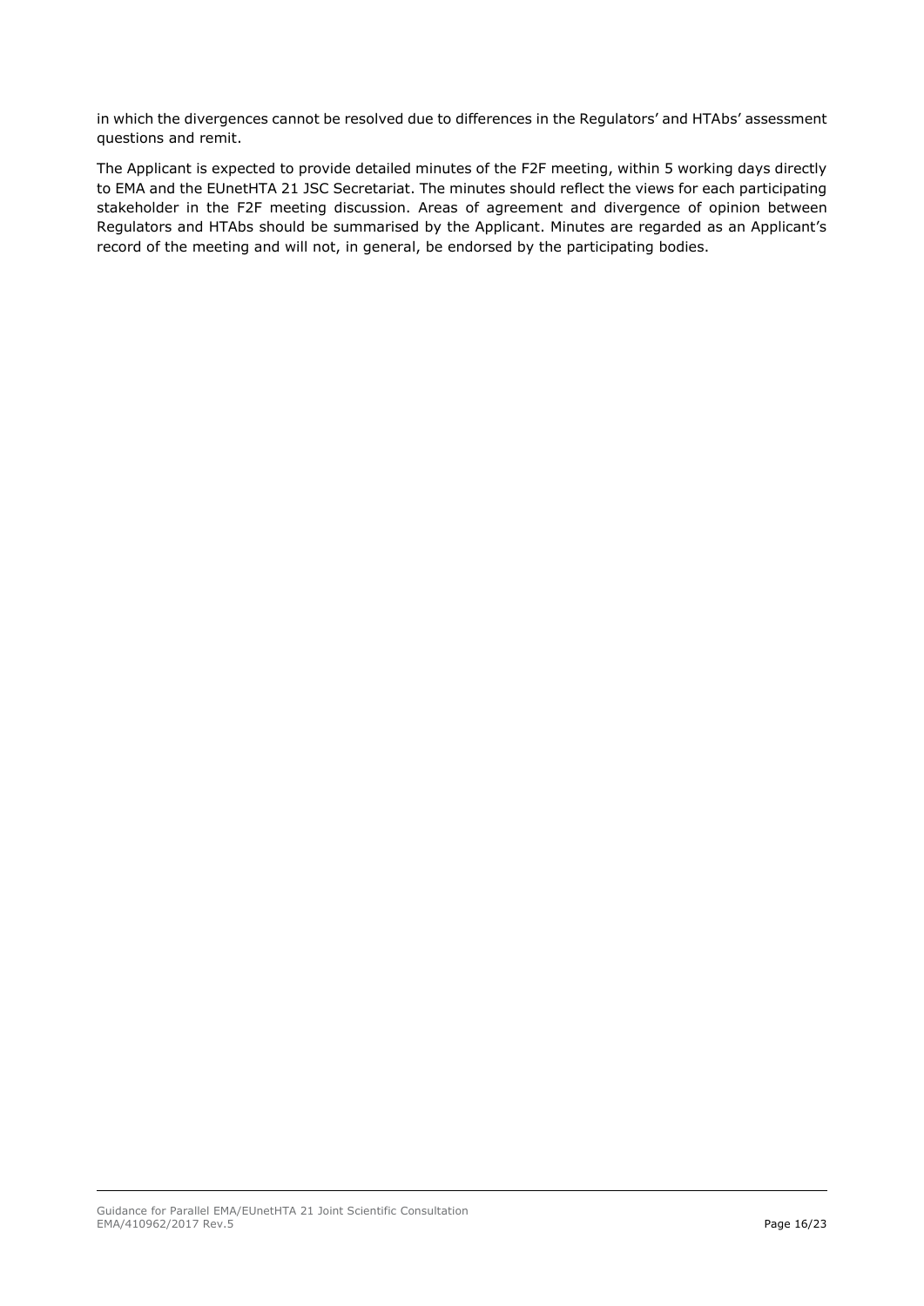in which the divergences cannot be resolved due to differences in the Regulators' and HTAbs' assessment questions and remit.

The Applicant is expected to provide detailed minutes of the F2F meeting, within 5 working days directly to EMA and the EUnetHTA 21 JSC Secretariat. The minutes should reflect the views for each participating stakeholder in the F2F meeting discussion. Areas of agreement and divergence of opinion between Regulators and HTAbs should be summarised by the Applicant. Minutes are regarded as an Applicant's record of the meeting and will not, in general, be endorsed by the participating bodies.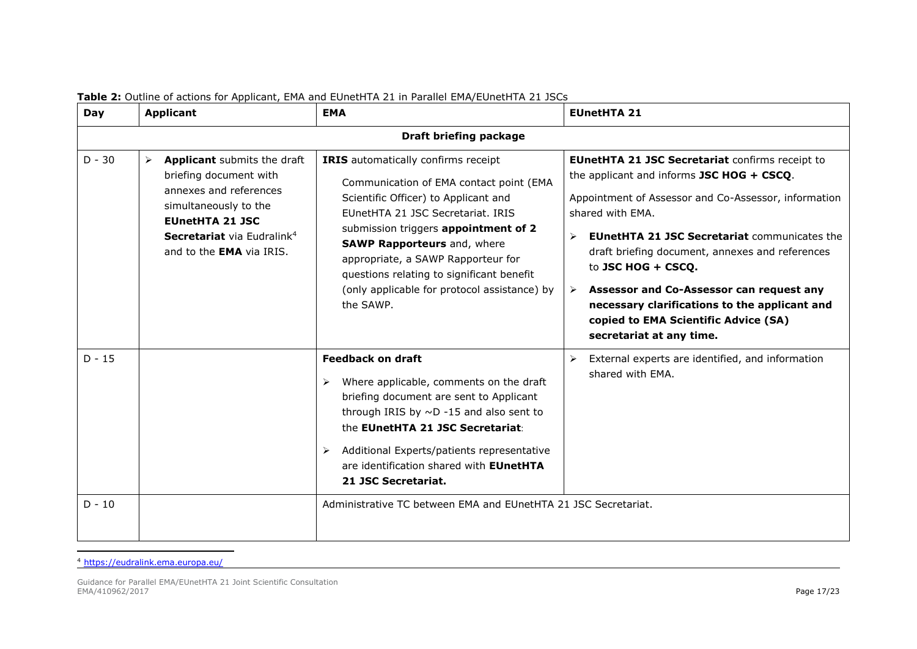**Table 2:** Outline of actions for Applicant, EMA and EUnetHTA 21 in Parallel EMA/EUnetHTA 21 JSCs

| Day | Applicant | EMA | EUnetHTA 21 |
|---|---|---|---|
| | | **Draft briefing package** | |
| D - 30 | ➢ **Applicant** submits the draft briefing document with annexes and references simultaneously to the **EUnetHTA 21 JSC Secretariat** via Eudralink[4] and to the **EMA** via IRIS. | **IRIS** automatically confirms receipt<br><br>Communication of EMA contact point (EMA Scientific Officer) to Applicant and EUnetHTA 21 JSC Secretariat. IRIS submission triggers **appointment of 2 SAWP Rapporteurs** and, where appropriate, a SAWP Rapporteur for questions relating to significant benefit (only applicable for protocol assistance) by the SAWP. | **EUnetHTA 21 JSC Secretariat** confirms receipt to the applicant and informs **JSC HOG + CSCQ**.<br><br>Appointment of Assessor and Co-Assessor, information shared with EMA.<br><br>➢ **EUnetHTA 21 JSC Secretariat** communicates the draft briefing document, annexes and references to **JSC HOG + CSCQ.**<br><br>➢ **Assessor and Co-Assessor can request any necessary clarifications to the applicant and copied to EMA Scientific Advice (SA) secretariat at any time.** |
| D - 15 | | **Feedback on draft**<br><br>➢ Where applicable, comments on the draft briefing document are sent to Applicant through IRIS by ~D -15 and also sent to the **EUnetHTA 21 JSC Secretariat**:<br><br>➢ Additional Experts/patients representative are identification shared with **EUnetHTA 21 JSC Secretariat.** | ➢ External experts are identified, and information shared with EMA. |
| D - 10 | | Administrative TC between EMA and EUnetHTA 21 JSC Secretariat. | |

[4] https://eudralink.ema.europa.eu/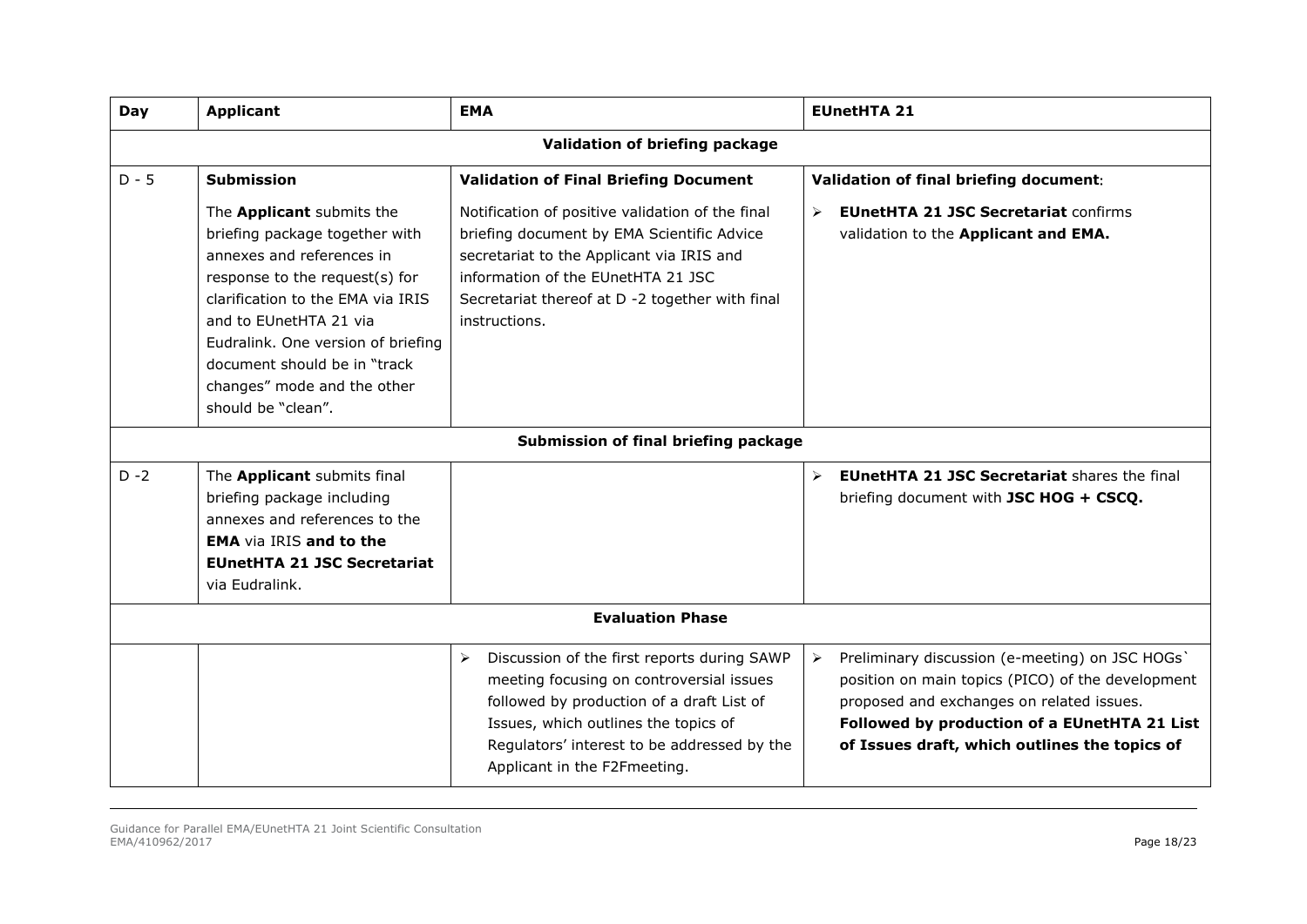| **Day** | **Applicant** | **EMA** | **EUnetHTA 21** |
|---|---|---|---|
| | | **Validation of briefing package** | |
| D - 5 | **Submission**<br><br>The **Applicant** submits the briefing package together with annexes and references in response to the request(s) for clarification to the EMA via IRIS and to EUnetHTA 21 via Eudralink. One version of briefing document should be in "track changes" mode and the other should be "clean". | **Validation of Final Briefing Document**<br><br>Notification of positive validation of the final briefing document by EMA Scientific Advice secretariat to the Applicant via IRIS and information of the EUnetHTA 21 JSC Secretariat thereof at D -2 together with final instructions. | **Validation of final briefing document**:<br><br>➢ **EUnetHTA 21 JSC Secretariat** confirms validation to the **Applicant and EMA.** |
| | | **Submission of final briefing package** | |
| D -2 | The **Applicant** submits final briefing package including annexes and references to the **EMA** via IRIS **and to the EUnetHTA 21 JSC Secretariat** via Eudralink. | | ➢ **EUnetHTA 21 JSC Secretariat** shares the final briefing document with **JSC HOG + CSCQ.** |
| | | **Evaluation Phase** | |
| | | ➢ Discussion of the first reports during SAWP meeting focusing on controversial issues followed by production of a draft List of Issues, which outlines the topics of Regulators' interest to be addressed by the Applicant in the F2Fmeeting. | ➢ Preliminary discussion (e-meeting) on JSC HOGs` position on main topics (PICO) of the development proposed and exchanges on related issues. **Followed by production of a EUnetHTA 21 List of Issues draft, which outlines the topics of** |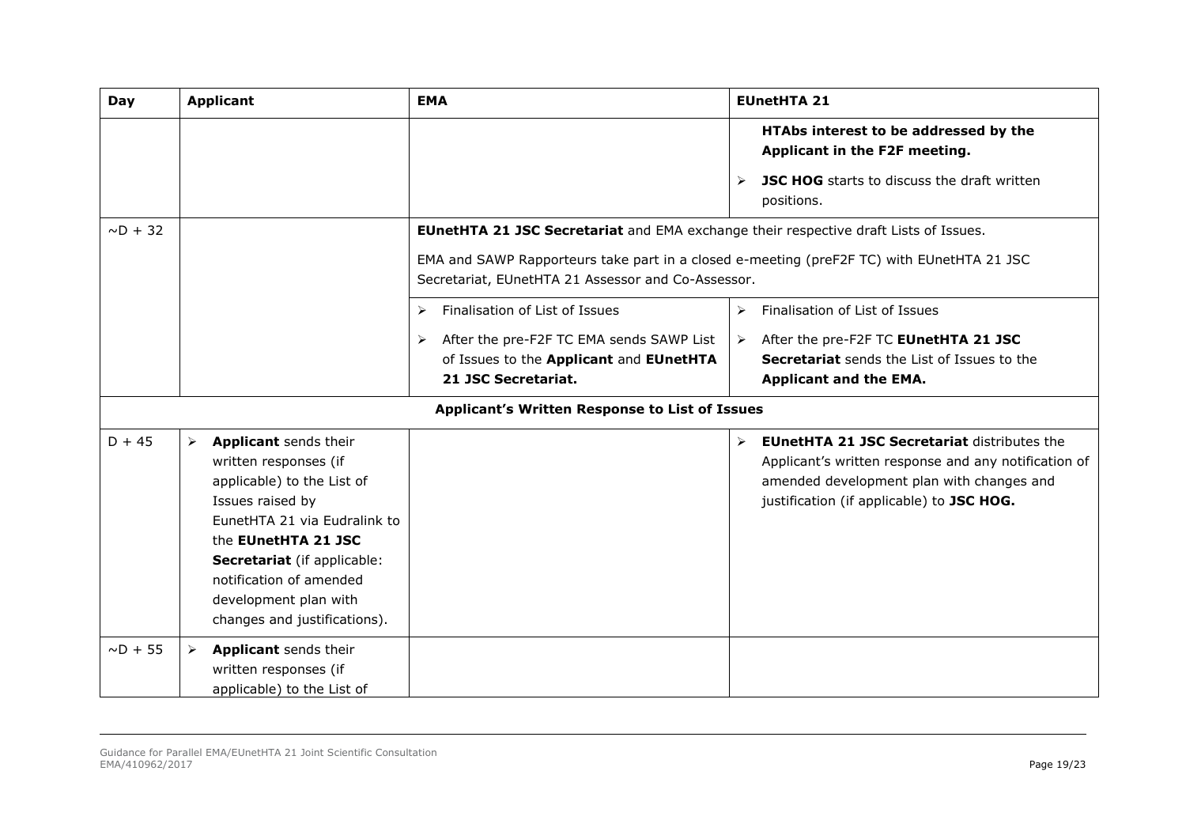| Day | Applicant | EMA | EUnetHTA 21 |
|---|---|---|---|
| | | | **HTAbs interest to be addressed by the Applicant in the F2F meeting.**<br>➢ **JSC HOG** starts to discuss the draft written positions. |
| ~D + 32 | | **EUnetHTA 21 JSC Secretariat** and EMA exchange their respective draft Lists of Issues.<br>EMA and SAWP Rapporteurs take part in a closed e-meeting (preF2F TC) with EUnetHTA 21 JSC Secretariat, EUnetHTA 21 Assessor and Co-Assessor. | |
| | | ➢ Finalisation of List of Issues<br>➢ After the pre-F2F TC EMA sends SAWP List of Issues to the **Applicant** and **EUnetHTA 21 JSC Secretariat.** | ➢ Finalisation of List of Issues<br>➢ After the pre-F2F TC **EUnetHTA 21 JSC Secretariat** sends the List of Issues to the **Applicant and the EMA.** |
| | | **Applicant's Written Response to List of Issues** | |
| D + 45 | ➢ **Applicant** sends their written responses (if applicable) to the List of Issues raised by EunetHTA 21 via Eudralink to the **EUnetHTA 21 JSC Secretariat** (if applicable: notification of amended development plan with changes and justifications). | | ➢ **EUnetHTA 21 JSC Secretariat** distributes the Applicant's written response and any notification of amended development plan with changes and justification (if applicable) to **JSC HOG.** |
| ~D + 55 | ➢ **Applicant** sends their written responses (if applicable) to the List of | | |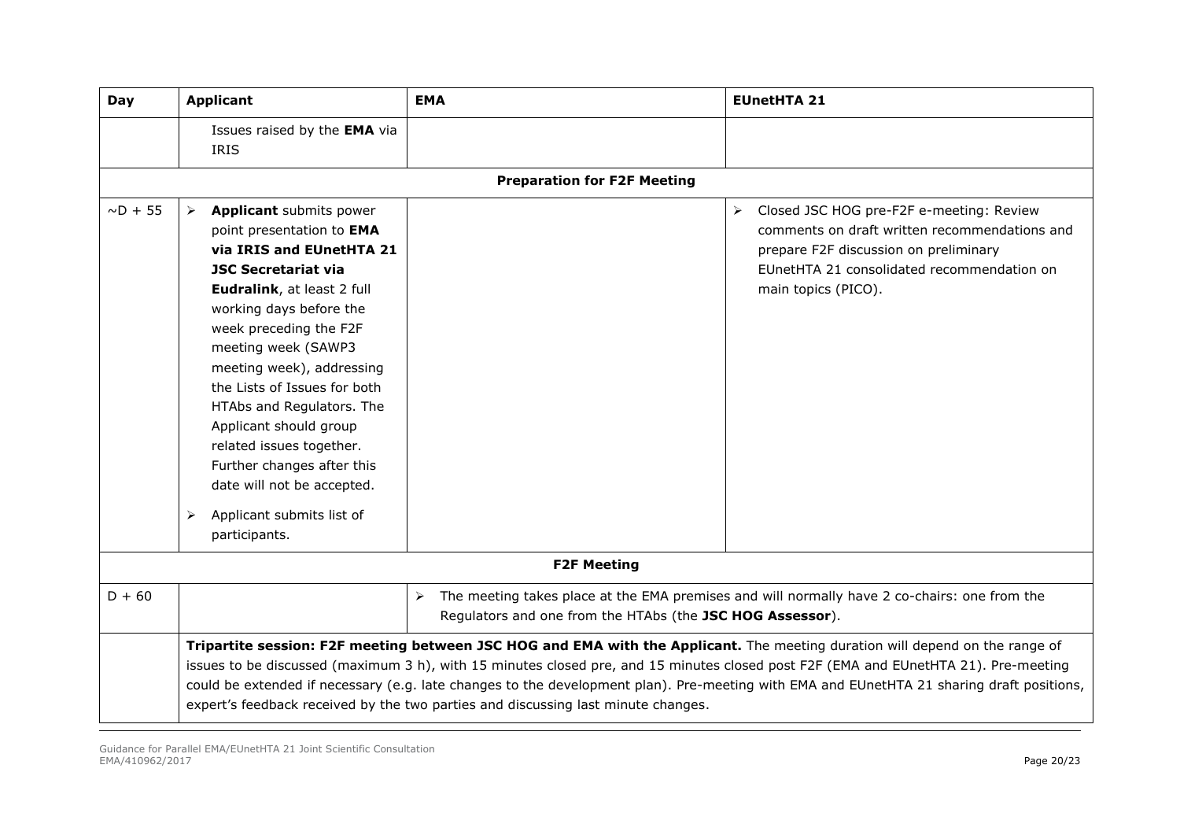| Day | Applicant | EMA | EUnetHTA 21 |
|---|---|---|---|
| | Issues raised by the **EMA** via IRIS | | |
| | | **Preparation for F2F Meeting** | |
| ~D + 55 | ➢ **Applicant** submits power point presentation to **EMA via IRIS and EUnetHTA 21 JSC Secretariat via Eudralink**, at least 2 full working days before the week preceding the F2F meeting week (SAWP3 meeting week), addressing the Lists of Issues for both HTAbs and Regulators. The Applicant should group related issues together. Further changes after this date will not be accepted. <br> ➢ Applicant submits list of participants. | | ➢ Closed JSC HOG pre-F2F e-meeting: Review comments on draft written recommendations and prepare F2F discussion on preliminary EUnetHTA 21 consolidated recommendation on main topics (PICO). |
| | | **F2F Meeting** | |
| D + 60 | | ➢ The meeting takes place at the EMA premises and will normally have 2 co-chairs: one from the Regulators and one from the HTAbs (the **JSC HOG Assessor**). | |
| | **Tripartite session: F2F meeting between JSC HOG and EMA with the Applicant.** The meeting duration will depend on the range of issues to be discussed (maximum 3 h), with 15 minutes closed pre, and 15 minutes closed post F2F (EMA and EUnetHTA 21). Pre-meeting could be extended if necessary (e.g. late changes to the development plan). Pre-meeting with EMA and EUnetHTA 21 sharing draft positions, expert's feedback received by the two parties and discussing last minute changes. | | |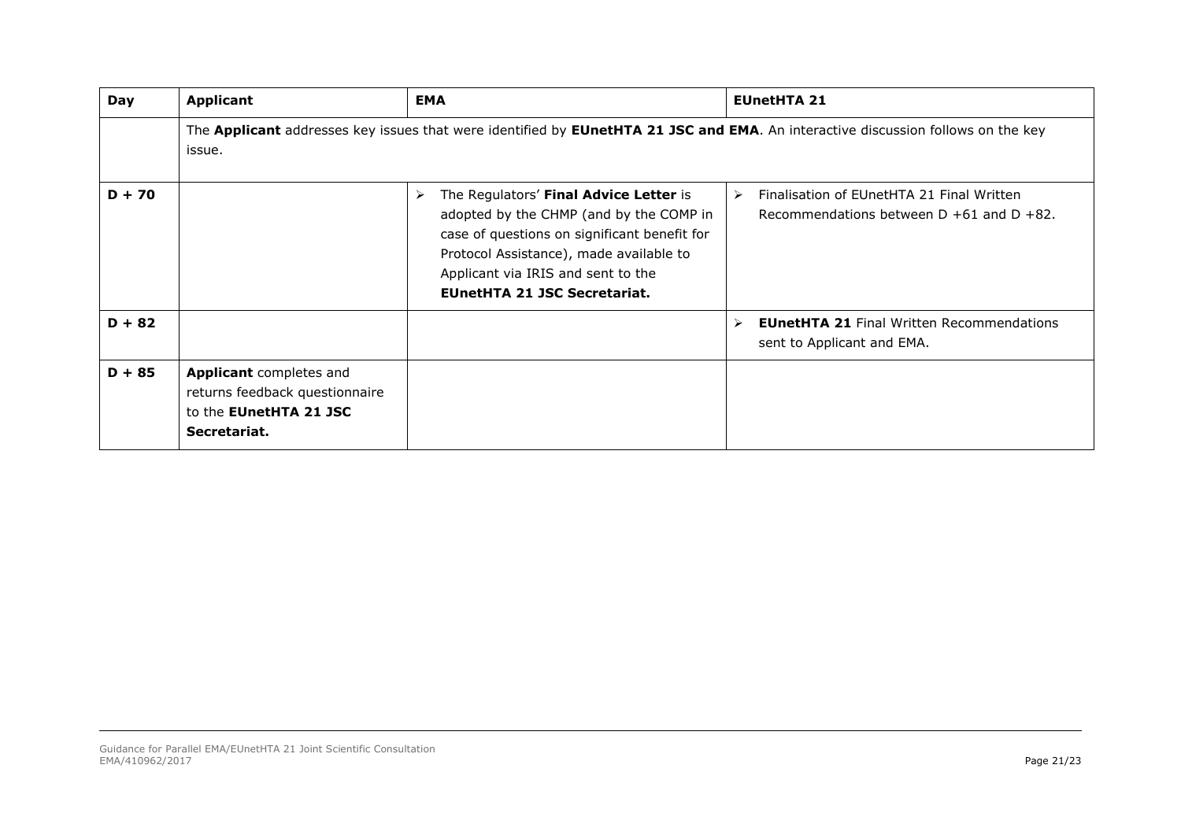| Day | Applicant | EMA | EUnetHTA 21 |
|---|---|---|---|
| | The **Applicant** addresses key issues that were identified by **EUnetHTA 21 JSC and EMA**. An interactive discussion follows on the key issue. | | |
| **D + 70** | | ➢ The Regulators' **Final Advice Letter** is adopted by the CHMP (and by the COMP in case of questions on significant benefit for Protocol Assistance), made available to Applicant via IRIS and sent to the **EUnetHTA 21 JSC Secretariat.** | ➢ Finalisation of EUnetHTA 21 Final Written Recommendations between D +61 and D +82. |
| **D + 82** | | | ➢ **EUnetHTA 21** Final Written Recommendations sent to Applicant and EMA. |
| **D + 85** | **Applicant** completes and returns feedback questionnaire to the **EUnetHTA 21 JSC Secretariat.** | | |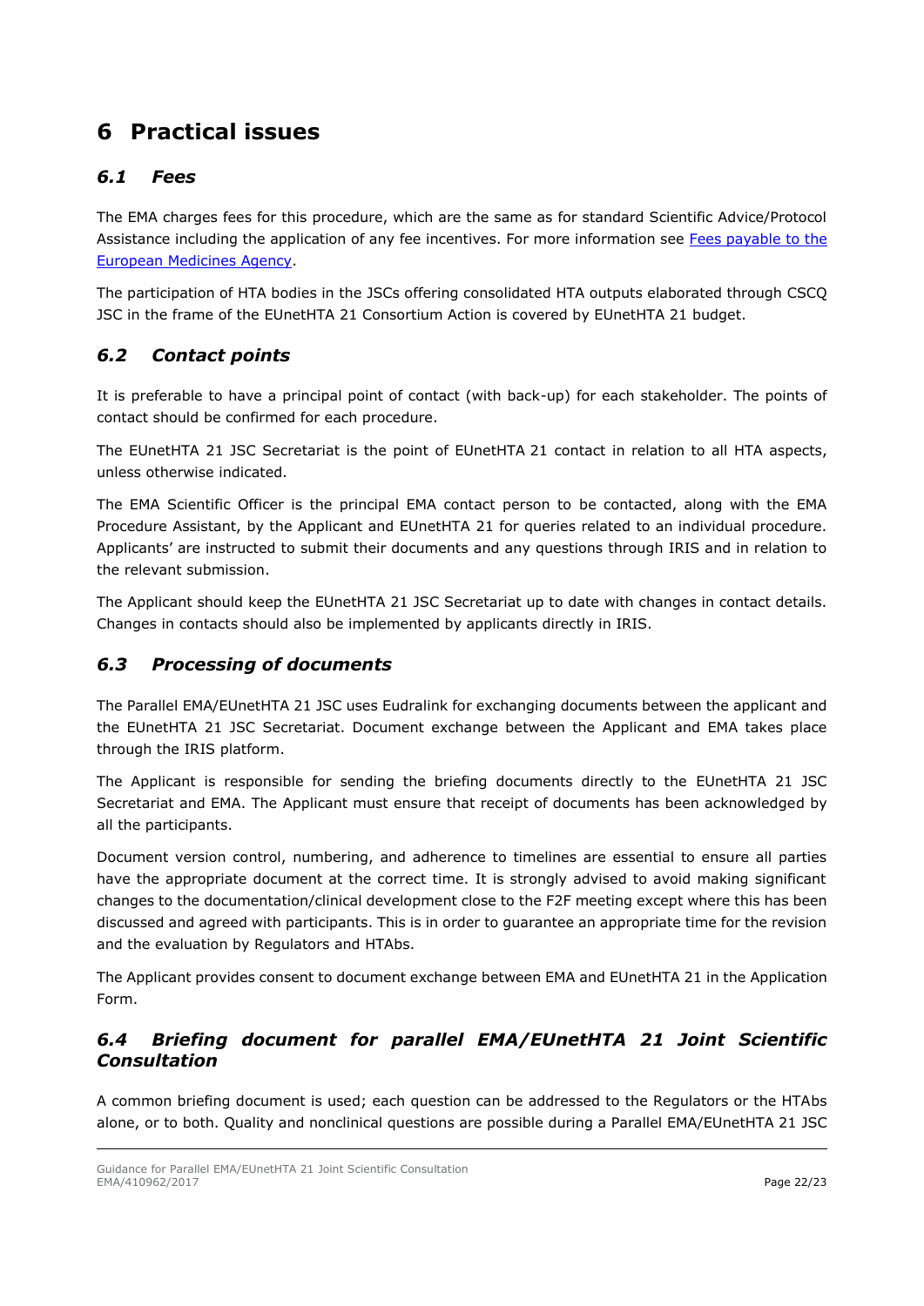# 6 Practical issues

## *6.1 Fees*

The EMA charges fees for this procedure, which are the same as for standard Scientific Advice/Protocol Assistance including the application of any fee incentives. For more information see [Fees payable to the European Medicines Agency](#).

The participation of HTA bodies in the JSCs offering consolidated HTA outputs elaborated through CSCQ JSC in the frame of the EUnetHTA 21 Consortium Action is covered by EUnetHTA 21 budget.

## *6.2 Contact points*

It is preferable to have a principal point of contact (with back-up) for each stakeholder. The points of contact should be confirmed for each procedure.

The EUnetHTA 21 JSC Secretariat is the point of EUnetHTA 21 contact in relation to all HTA aspects, unless otherwise indicated.

The EMA Scientific Officer is the principal EMA contact person to be contacted, along with the EMA Procedure Assistant, by the Applicant and EUnetHTA 21 for queries related to an individual procedure. Applicants' are instructed to submit their documents and any questions through IRIS and in relation to the relevant submission.

The Applicant should keep the EUnetHTA 21 JSC Secretariat up to date with changes in contact details. Changes in contacts should also be implemented by applicants directly in IRIS.

## *6.3 Processing of documents*

The Parallel EMA/EUnetHTA 21 JSC uses Eudralink for exchanging documents between the applicant and the EUnetHTA 21 JSC Secretariat. Document exchange between the Applicant and EMA takes place through the IRIS platform.

The Applicant is responsible for sending the briefing documents directly to the EUnetHTA 21 JSC Secretariat and EMA. The Applicant must ensure that receipt of documents has been acknowledged by all the participants.

Document version control, numbering, and adherence to timelines are essential to ensure all parties have the appropriate document at the correct time. It is strongly advised to avoid making significant changes to the documentation/clinical development close to the F2F meeting except where this has been discussed and agreed with participants. This is in order to guarantee an appropriate time for the revision and the evaluation by Regulators and HTAbs.

The Applicant provides consent to document exchange between EMA and EUnetHTA 21 in the Application Form.

## *6.4 Briefing document for parallel EMA/EUnetHTA 21 Joint Scientific Consultation*

A common briefing document is used; each question can be addressed to the Regulators or the HTAbs alone, or to both. Quality and nonclinical questions are possible during a Parallel EMA/EUnetHTA 21 JSC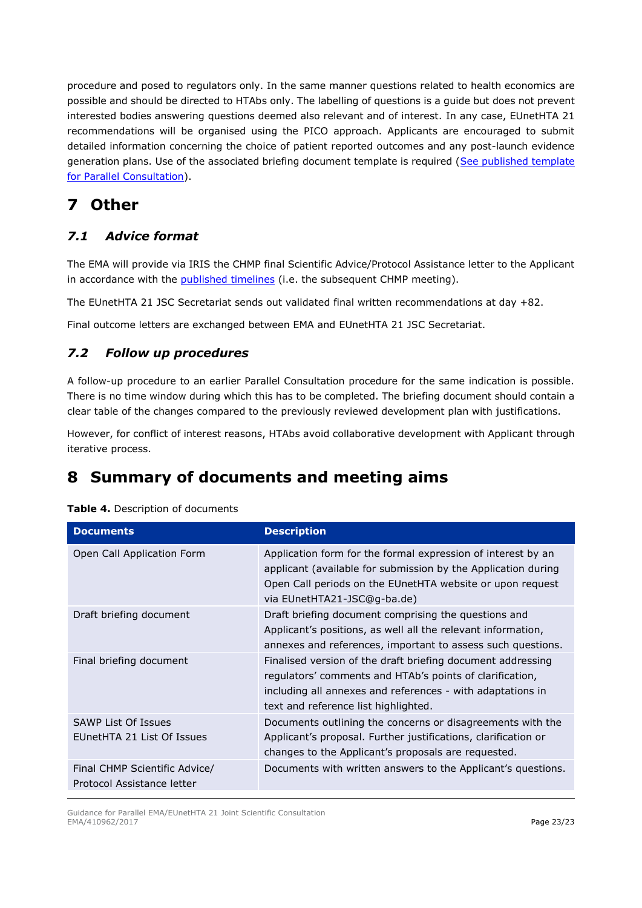procedure and posed to regulators only. In the same manner questions related to health economics are possible and should be directed to HTAbs only. The labelling of questions is a guide but does not prevent interested bodies answering questions deemed also relevant and of interest. In any case, EUnetHTA 21 recommendations will be organised using the PICO approach. Applicants are encouraged to submit detailed information concerning the choice of patient reported outcomes and any post-launch evidence generation plans. Use of the associated briefing document template is required (See published template for Parallel Consultation).

# 7 Other

## *7.1 Advice format*

The EMA will provide via IRIS the CHMP final Scientific Advice/Protocol Assistance letter to the Applicant in accordance with the published timelines (i.e. the subsequent CHMP meeting).

The EUnetHTA 21 JSC Secretariat sends out validated final written recommendations at day +82.

Final outcome letters are exchanged between EMA and EUnetHTA 21 JSC Secretariat.

## *7.2 Follow up procedures*

A follow-up procedure to an earlier Parallel Consultation procedure for the same indication is possible. There is no time window during which this has to be completed. The briefing document should contain a clear table of the changes compared to the previously reviewed development plan with justifications.

However, for conflict of interest reasons, HTAbs avoid collaborative development with Applicant through iterative process.

# 8 Summary of documents and meeting aims

**Table 4.** Description of documents

| Documents | Description |
|---|---|
| Open Call Application Form | Application form for the formal expression of interest by an applicant (available for submission by the Application during Open Call periods on the EUnetHTA website or upon request via EUnetHTA21-JSC@g-ba.de) |
| Draft briefing document | Draft briefing document comprising the questions and Applicant's positions, as well all the relevant information, annexes and references, important to assess such questions. |
| Final briefing document | Finalised version of the draft briefing document addressing regulators' comments and HTAb's points of clarification, including all annexes and references - with adaptations in text and reference list highlighted. |
| SAWP List Of Issues<br>EUnetHTA 21 List Of Issues | Documents outlining the concerns or disagreements with the Applicant's proposal. Further justifications, clarification or changes to the Applicant's proposals are requested. |
| Final CHMP Scientific Advice/ Protocol Assistance letter | Documents with written answers to the Applicant's questions. |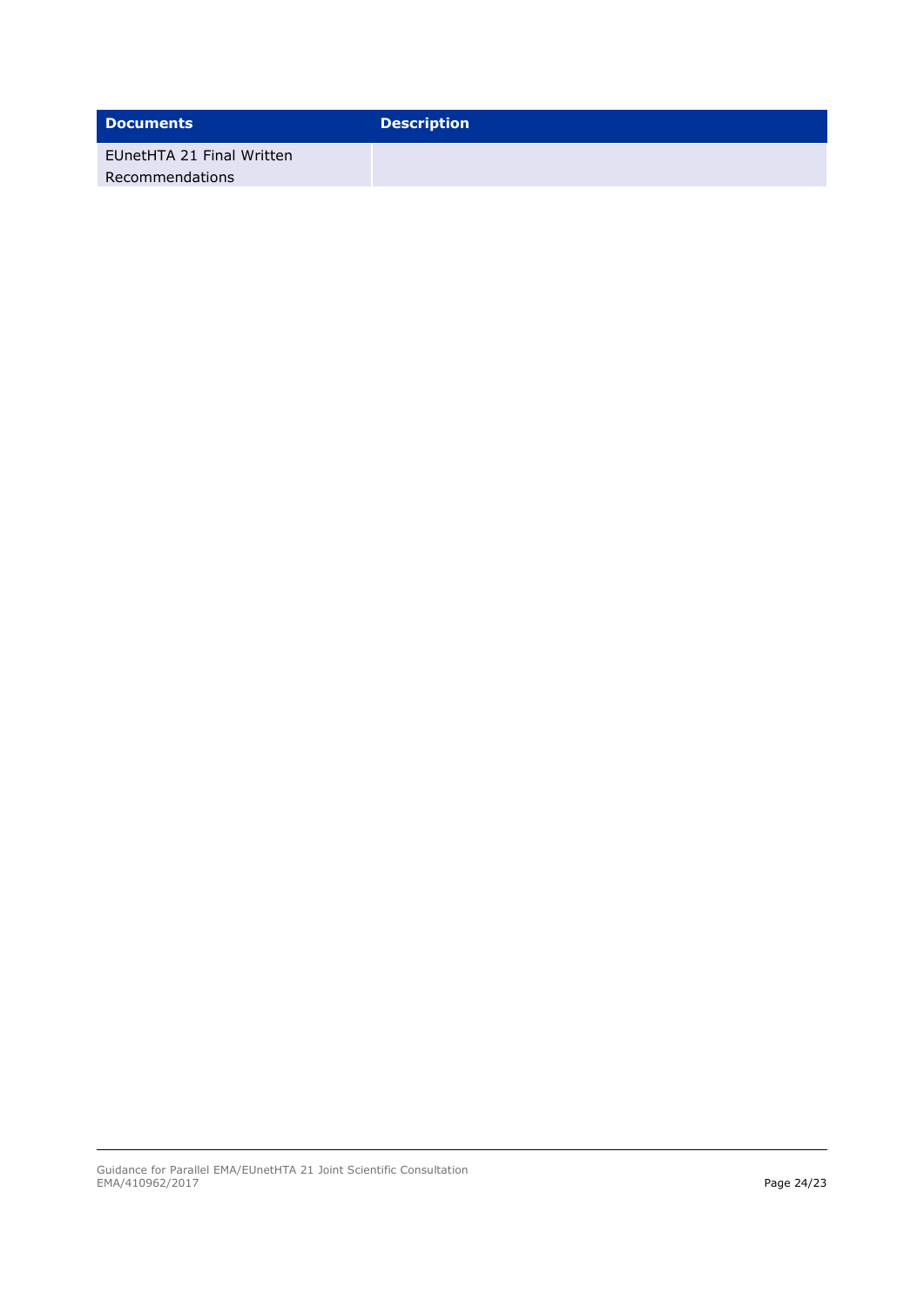| Documents | Description |
| --- | --- |
| EUnetHTA 21 Final Written Recommendations | |